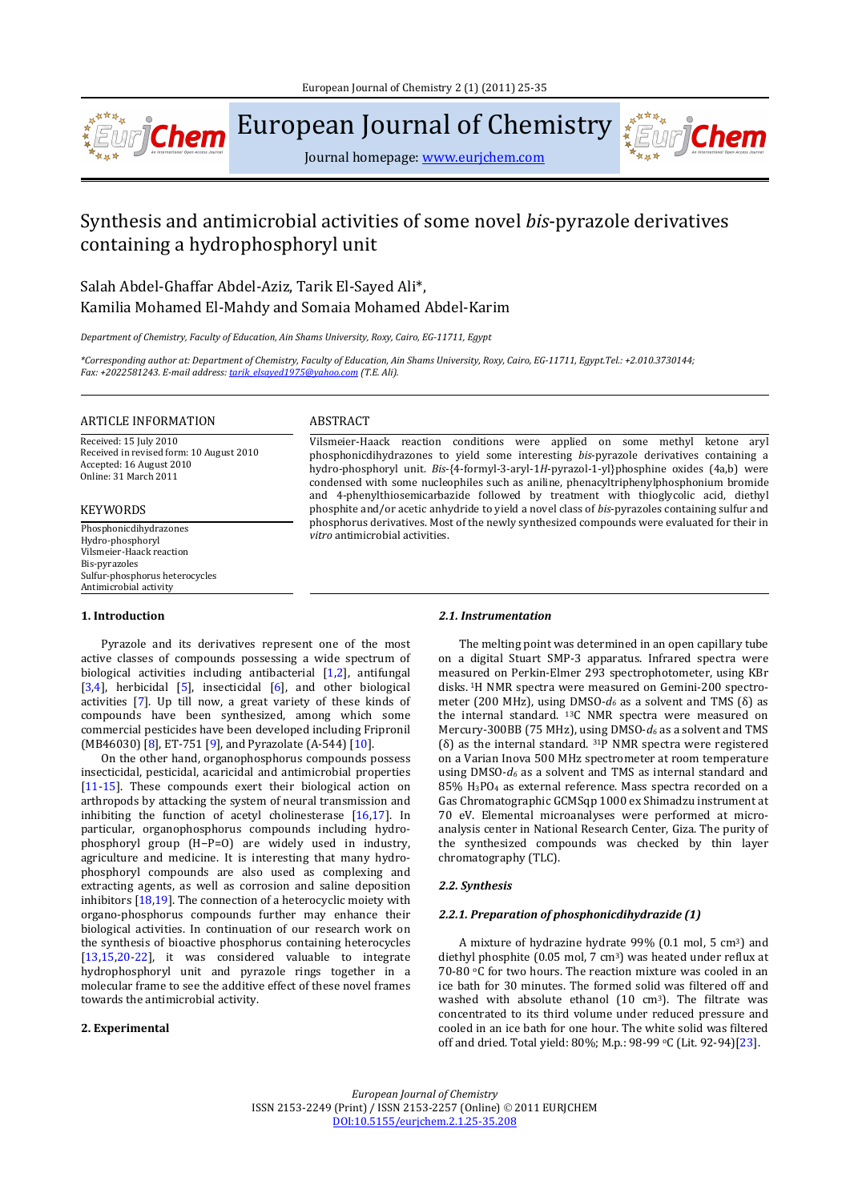# Synthesis and antimicrobial activities of some novel *bis*-pyrazole derivatives containing a hydrophosphoryl unit

Salah Abdel-Ghaffar Abdel-Aziz, Tarik El-Sayed Ali*, Kamilia Mohamed El-Mahdy and Somaia Mohamed Abdel-Karim

*Department of Chemistry, Faculty of Education, Ain Shams University, Roxy, Cairo, EG-11711, Egypt*

*\*Corresponding author at: Department of Chemistry, Faculty of Education, Ain Shams University, Roxy, Cairo, EG-11711, Egypt.Tel.: +2.010.3730144; Fax: +2022581243. E-mail address: tarik_elsayed1975@yahoo.com (T.E. Ali).*

## ARTICLE INFORMATION

Received: 15 July 2010
Received in revised form: 10 August 2010
Accepted: 16 August 2010
Online: 31 March 2011

## KEYWORDS

Phosphonicdihydrazones
Hydro-phosphoryl
Vilsmeier-Haack reaction
Bis-pyrazoles
Sulfur-phosphorus heterocycles
Antimicrobial activity

## ABSTRACT

Vilsmeier-Haack reaction conditions were applied on some methyl ketone aryl phosphonicdihydrazones to yield some interesting *bis*-pyrazole derivatives containing a hydro-phosphoryl unit. *Bis*-{4-formyl-3-aryl-1*H*-pyrazol-1-yl}phosphine oxides (4a,b) were condensed with some nucleophiles such as aniline, phenacyltriphenylphosphonium bromide and 4-phenylthiosemicarbazide followed by treatment with thioglycolic acid, diethyl phosphite and/or acetic anhydride to yield a novel class of *bis*-pyrazoles containing sulfur and phosphorus derivatives. Most of the newly synthesized compounds were evaluated for their in *vitro* antimicrobial activities.

## 1. Introduction

Pyrazole and its derivatives represent one of the most active classes of compounds possessing a wide spectrum of biological activities including antibacterial [1,2], antifungal [3,4], herbicidal [5], insecticidal [6], and other biological activities [7]. Up till now, a great variety of these kinds of compounds have been synthesized, among which some commercial pesticides have been developed including Fripronil (MB46030) [8], ET-751 [9], and Pyrazolate (A-544) [10].

On the other hand, organophosphorus compounds possess insecticidal, pesticidal, acaricidal and antimicrobial properties [11-15]. These compounds exert their biological action on arthropods by attacking the system of neural transmission and inhibiting the function of acetyl cholinesterase [16,17]. In particular, organophosphorus compounds including hydrophosphoryl group (H−P=O) are widely used in industry, agriculture and medicine. It is interesting that many hydrophosphoryl compounds are also used as complexing and extracting agents, as well as corrosion and saline deposition inhibitors [18,19]. The connection of a heterocyclic moiety with organo-phosphorus compounds further may enhance their biological activities. In continuation of our research work on the synthesis of bioactive phosphorus containing heterocycles [13,15,20-22], it was considered valuable to integrate hydrophosphoryl unit and pyrazole rings together in a molecular frame to see the additive effect of these novel frames towards the antimicrobial activity.

## 2. Experimental

### *2.1. Instrumentation*

The melting point was determined in an open capillary tube on a digital Stuart SMP-3 apparatus. Infrared spectra were measured on Perkin-Elmer 293 spectrophotometer, using KBr disks. $^{1}$H NMR spectra were measured on Gemini-200 spectrometer (200 MHz), using DMSO-$d_6$ as a solvent and TMS (δ) as the internal standard. $^{13}$C NMR spectra were measured on Mercury-300BB (75 MHz), using DMSO-$d_6$ as a solvent and TMS (δ) as the internal standard. $^{31}$P NMR spectra were registered on a Varian Inova 500 MHz spectrometer at room temperature using DMSO-$d_6$ as a solvent and TMS as internal standard and 85% $H_3PO_4$ as external reference. Mass spectra recorded on a Gas Chromatographic GCMSqp 1000 ex Shimadzu instrument at 70 eV. Elemental microanalyses were performed at microanalysis center in National Research Center, Giza. The purity of the synthesized compounds was checked by thin layer chromatography (TLC).

### *2.2. Synthesis*

#### *2.2.1. Preparation of phosphonicdihydrazide (1)*

A mixture of hydrazine hydrate 99% (0.1 mol, 5 cm$^{3}$) and diethyl phosphite (0.05 mol, 7 cm$^{3}$) was heated under reflux at 70-80 °C for two hours. The reaction mixture was cooled in an ice bath for 30 minutes. The formed solid was filtered off and washed with absolute ethanol (10 cm$^{3}$). The filtrate was concentrated to its third volume under reduced pressure and cooled in an ice bath for one hour. The white solid was filtered off and dried. Total yield: 80%; M.p.: 98-99 °C (Lit. 92-94)[23].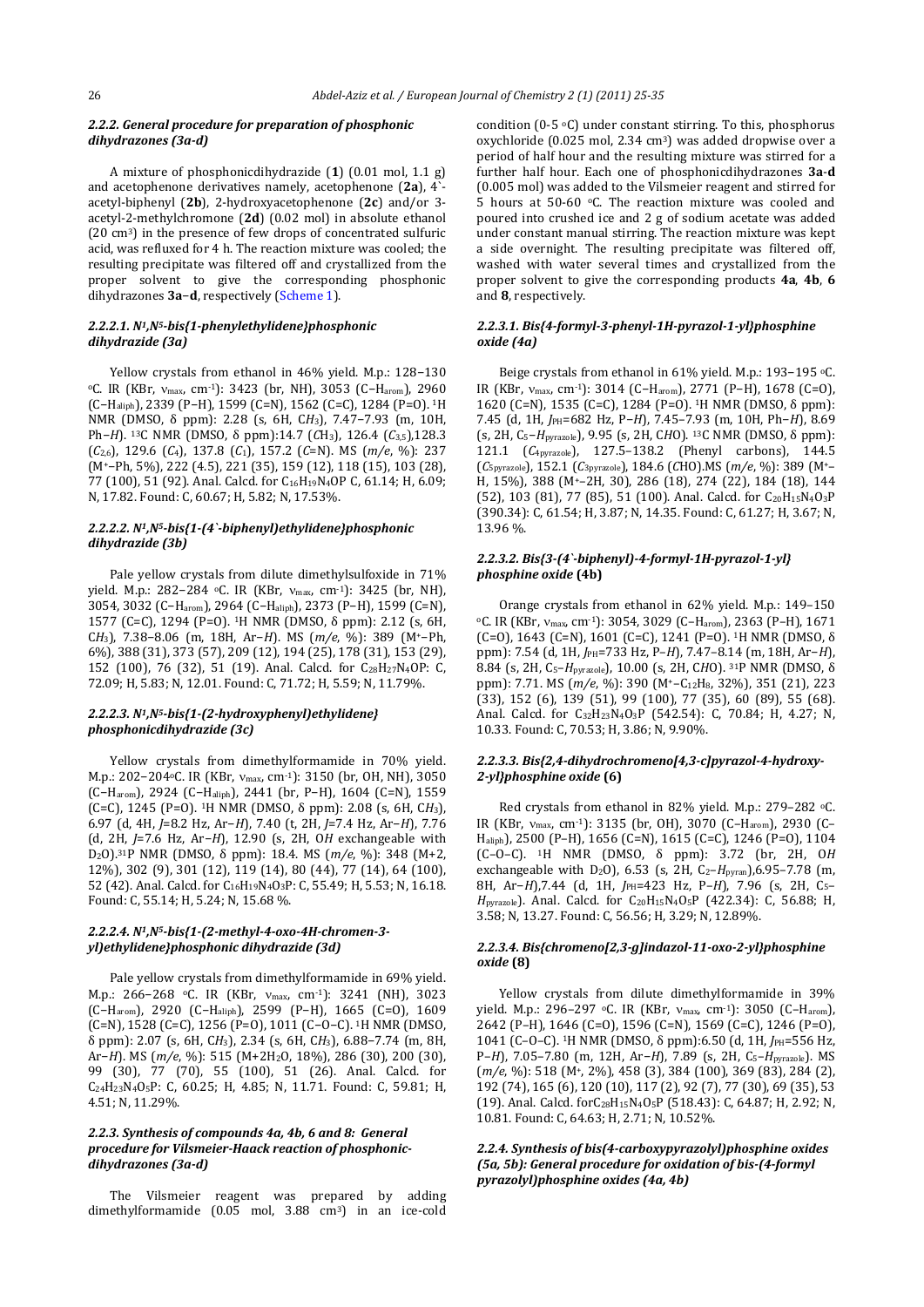### 2.2.2. General procedure for preparation of phosphonic dihydrazones (3a-d)

A mixture of phosphonicdihydrazide (**1**) (0.01 mol, 1.1 g) and acetophenone derivatives namely, acetophenone (**2a**), 4`-acetyl-biphenyl (**2b**), 2-hydroxyacetophenone (**2c**) and/or 3-acetyl-2-methylchromone (**2d**) (0.02 mol) in absolute ethanol (20 $cm^3$) in the presence of few drops of concentrated sulfuric acid, was refluxed for 4 h. The reaction mixture was cooled; the resulting precipitate was filtered off and crystallized from the proper solvent to give the corresponding phosphonic dihydrazones **3a**–**d**, respectively (Scheme 1).

#### 2.2.2.1. $N^1$,$N^5$-bis{1-phenylethylidene}phosphonic dihydrazide (3a)

Yellow crystals from ethanol in 46% yield. M.p.: 128–130 °C. IR (KBr, $\nu_{max}$, $cm^{-1}$): 3423 (br, NH), 3053 (C–$H_{arom}$), 2960 (C–$H_{aliph}$), 2339 (P–H), 1599 (C=N), 1562 (C=C), 1284 (P=O). $^1$H NMR (DMSO, δ ppm): 2.28 (s, 6H, C$H_3$), 7.47–7.93 (m, 10H, Ph–*H*). $^{13}$C NMR (DMSO, δ ppm):14.7 (*C*$H_3$), 126.4 ($C_{3,5}$),128.3 ($C_{2,6}$), 129.6 ($C_4$), 137.8 ($C_1$), 157.2 (*C*=N). MS (*m/e*, %): 237 ($M^+$–Ph, 5%), 222 (4.5), 221 (35), 159 (12), 118 (15), 103 (28), 77 (100), 51 (92). Anal. Calcd. for $C_{16}H_{19}N_4OP$ C, 61.14; H, 6.09; N, 17.82. Found: C, 60.67; H, 5.82; N, 17.53%.

#### 2.2.2.2. $N^1$,$N^5$-bis{1-(4`-biphenyl)ethylidene}phosphonic dihydrazide (3b)

Pale yellow crystals from dilute dimethylsulfoxide in 71% yield. M.p.: 282–284 °C. IR (KBr, $\nu_{max}$, $cm^{-1}$): 3425 (br, NH), 3054, 3032 (C–$H_{arom}$), 2964 (C–$H_{aliph}$), 2373 (P–H), 1599 (C=N), 1577 (C=C), 1294 (P=O). $^1$H NMR (DMSO, δ ppm): 2.12 (s, 6H, C$H_3$), 7.38–8.06 (m, 18H, Ar–*H*). MS (*m/e*, %): 389 ($M^+$–Ph, 6%), 388 (31), 373 (57), 209 (12), 194 (25), 178 (31), 153 (29), 152 (100), 76 (32), 51 (19). Anal. Calcd. for $C_{28}H_{27}N_4OP$: C, 72.09; H, 5.83; N, 12.01. Found: C, 71.72; H, 5.59; N, 11.79%.

#### 2.2.2.3. $N^1$,$N^5$-bis{1-(2-hydroxyphenyl)ethylidene} phosphonicdihydrazide (3c)

Yellow crystals from dimethylformamide in 70% yield. M.p.: 202–204°C. IR (KBr, $\nu_{max}$, $cm^{-1}$): 3150 (br, OH, NH), 3050 (C–$H_{arom}$), 2924 (C–$H_{aliph}$), 2441 (br, P–H), 1604 (C=N), 1559 (C=C), 1245 (P=O). $^1$H NMR (DMSO, δ ppm): 2.08 (s, 6H, C$H_3$), 6.97 (d, 4H, *J*=8.2 Hz, Ar–*H*), 7.40 (t, 2H, *J*=7.4 Hz, Ar–*H*), 7.76 (d, 2H, *J*=7.6 Hz, Ar–*H*), 12.90 (s, 2H, O*H* exchangeable with $D_2O$).$^{31}$P NMR (DMSO, δ ppm): 18.4. MS (*m/e*, %): 348 (M+2, 12%), 302 (9), 301 (12), 119 (14), 80 (44), 77 (14), 64 (100), 52 (42). Anal. Calcd. for $C_{16}H_{19}N_4O_3P$: C, 55.49; H, 5.53; N, 16.18. Found: C, 55.14; H, 5.24; N, 15.68 %.

#### 2.2.2.4. $N^1$,$N^5$-bis{1-(2-methyl-4-oxo-4H-chromen-3-yl)ethylidene}phosphonic dihydrazide (3d)

Pale yellow crystals from dimethylformamide in 69% yield. M.p.: 266–268 °C. IR (KBr, $\nu_{max}$, $cm^{-1}$): 3241 (NH), 3023 (C–$H_{arom}$), 2920 (C–$H_{aliph}$), 2599 (P–H), 1665 (C=O), 1609 (C=N), 1528 (C=C), 1256 (P=O), 1011 (C–O–C). $^1$H NMR (DMSO, δ ppm): 2.07 (s, 6H, C$H_3$), 2.34 (s, 6H, C$H_3$), 6.88–7.74 (m, 8H, Ar–*H*). MS (*m/e*, %): 515 (M+2$H_2$O, 18%), 286 (30), 200 (30), 99 (30), 77 (70), 55 (100), 51 (26). Anal. Calcd. for $C_{24}H_{23}N_4O_5P$: C, 60.25; H, 4.85; N, 11.71. Found: C, 59.81; H, 4.51; N, 11.29%.

### 2.2.3. Synthesis of compounds 4a, 4b, 6 and 8: General procedure for Vilsmeier-Haack reaction of phosphonic-dihydrazones (3a-d)

The Vilsmeier reagent was prepared by adding dimethylformamide (0.05 mol, 3.88 $cm^3$) in an ice-cold condition (0-5 °C) under constant stirring. To this, phosphorus oxychloride (0.025 mol, 2.34 $cm^3$) was added dropwise over a period of half hour and the resulting mixture was stirred for a further half hour. Each one of phosphonicdihydrazones **3a**-**d** (0.005 mol) was added to the Vilsmeier reagent and stirred for 5 hours at 50-60 °C. The reaction mixture was cooled and poured into crushed ice and 2 g of sodium acetate was added under constant manual stirring. The reaction mixture was kept a side overnight. The resulting precipitate was filtered off, washed with water several times and crystallized from the proper solvent to give the corresponding products **4a**, **4b**, **6** and **8**, respectively.

#### 2.2.3.1. Bis{4-formyl-3-phenyl-1H-pyrazol-1-yl}phosphine oxide (4a)

Beige crystals from ethanol in 61% yield. M.p.: 193–195 °C. IR (KBr, $\nu_{max}$, $cm^{-1}$): 3014 (C–$H_{arom}$), 2771 (P–H), 1678 (C=O), 1620 (C=N), 1535 (C=C), 1284 (P=O). $^1$H NMR (DMSO, δ ppm): 7.45 (d, 1H, $J_{PH}$=682 Hz, P–*H*), 7.45–7.93 (m, 10H, Ph–*H*), 8.69 (s, 2H, $C_5$–$H_{pyrazole}$), 9.95 (s, 2H, C*H*O). $^{13}$C NMR (DMSO, δ ppm): 121.1 ($C_{4pyrazole}$), 127.5–138.2 (Phenyl carbons), 144.5 ($C_{5pyrazole}$), 152.1 ($C_{3pyrazole}$), 184.6 (*C*HO).MS (*m/e*, %): 389 ($M^+$–H, 15%), 388 ($M^+$–2H, 30), 286 (18), 274 (22), 184 (18), 144 (52), 103 (81), 77 (85), 51 (100). Anal. Calcd. for $C_{20}H_{15}N_4O_3P$ (390.34): C, 61.54; H, 3.87; N, 14.35. Found: C, 61.27; H, 3.67; N, 13.96 %.

#### 2.2.3.2. Bis{3-(4`-biphenyl)-4-formyl-1H-pyrazol-1-yl} phosphine oxide (4b)

Orange crystals from ethanol in 62% yield. M.p.: 149–150 °C. IR (KBr, $\nu_{max}$, $cm^{-1}$): 3054, 3029 (C–$H_{arom}$), 2363 (P–H), 1671 (C=O), 1643 (C=N), 1601 (C=C), 1241 (P=O). $^1$H NMR (DMSO, δ ppm): 7.54 (d, 1H, $J_{PH}$=733 Hz, P–*H*), 7.47–8.14 (m, 18H, Ar–*H*), 8.84 (s, 2H, $C_5$–$H_{pyrazole}$), 10.00 (s, 2H, C*H*O). $^{31}$P NMR (DMSO, δ ppm): 7.71. MS (*m/e*, %): 390 ($M^+$–$C_{12}H_8$, 32%), 351 (21), 223 (33), 152 (6), 139 (51), 99 (100), 77 (35), 60 (89), 55 (68). Anal. Calcd. for $C_{32}H_{23}N_4O_3P$ (542.54): C, 70.84; H, 4.27; N, 10.33. Found: C, 70.53; H, 3.86; N, 9.90%.

#### 2.2.3.3. Bis{2,4-dihydrochromeno[4,3-c]pyrazol-4-hydroxy-2-yl}phosphine oxide (6)

Red crystals from ethanol in 82% yield. M.p.: 279–282 °C. IR (KBr, $\nu_{max}$, $cm^{-1}$): 3135 (br, OH), 3070 (C–$H_{arom}$), 2930 (C–$H_{aliph}$), 2500 (P–H), 1656 (C=N), 1615 (C=C), 1246 (P=O), 1104 (C–O–C). $^1$H NMR (DMSO, δ ppm): 3.72 (br, 2H, O*H* exchangeable with $D_2O$), 6.53 (s, 2H, $C_2$–$H_{pyran}$),6.95–7.78 (m, 8H, Ar–*H*),7.44 (d, 1H, $J_{PH}$=423 Hz, P–*H*), 7.96 (s, 2H, $C_5$–$H_{pyrazole}$). Anal. Calcd. for $C_{20}H_{15}N_4O_5P$ (422.34): C, 56.88; H, 3.58; N, 13.27. Found: C, 56.56; H, 3.29; N, 12.89%.

#### 2.2.3.4. Bis{chromeno[2,3-g]indazol-11-oxo-2-yl}phosphine oxide (8)

Yellow crystals from dilute dimethylformamide in 39% yield. M.p.: 296–297 °C. IR (KBr, $\nu_{max}$, $cm^{-1}$): 3050 (C–$H_{arom}$), 2642 (P–H), 1646 (C=O), 1596 (C=N), 1569 (C=C), 1246 (P=O), 1041 (C–O–C). $^1$H NMR (DMSO, δ ppm):6.50 (d, 1H, $J_{PH}$=556 Hz, P–*H*), 7.05–7.80 (m, 12H, Ar–*H*), 7.89 (s, 2H, $C_5$–$H_{pyrazole}$). MS (*m/e*, %): 518 ($M^+$, 2%), 458 (3), 384 (100), 369 (83), 284 (2), 192 (74), 165 (6), 120 (10), 117 (2), 92 (7), 77 (30), 69 (35), 53 (19). Anal. Calcd. for$C_{28}H_{15}N_4O_5P$ (518.43): C, 64.87; H, 2.92; N, 10.81. Found: C, 64.63; H, 2.71; N, 10.52%.

### 2.2.4. Synthesis of bis(4-carboxypyrazolyl)phosphine oxides (5a, 5b): General procedure for oxidation of bis-(4-formyl pyrazolyl)phosphine oxides (4a, 4b)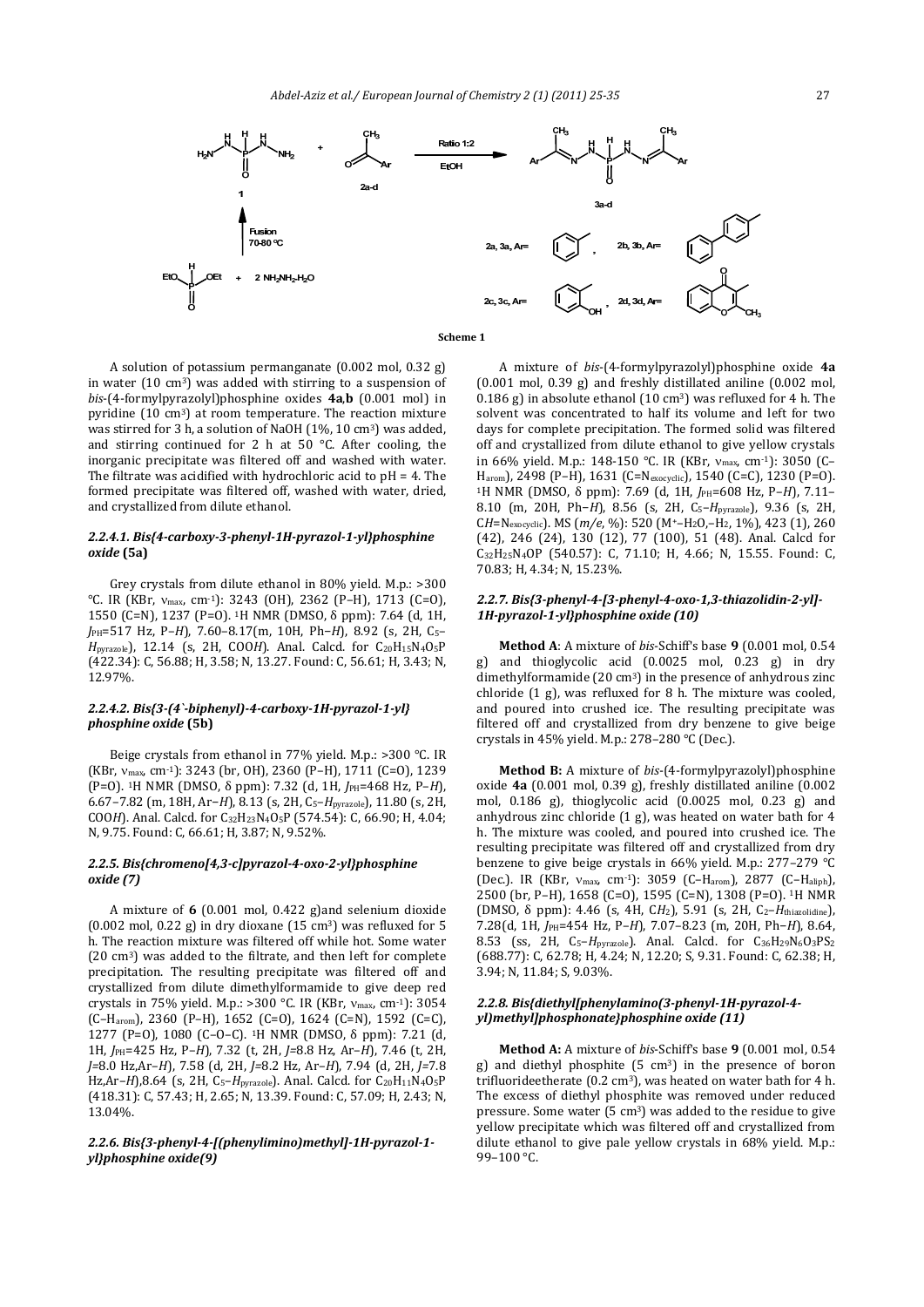**Scheme 1**

A solution of potassium permanganate (0.002 mol, 0.32 g) in water (10 cm$^3$) was added with stirring to a suspension of *bis*-(4-formylpyrazolyl)phosphine oxides **4a**,**b** (0.001 mol) in pyridine (10 cm$^3$) at room temperature. The reaction mixture was stirred for 3 h, a solution of NaOH (1%, 10 cm$^3$) was added, and stirring continued for 2 h at 50 °C. After cooling, the inorganic precipitate was filtered off and washed with water. The filtrate was acidified with hydrochloric acid to pH = 4. The formed precipitate was filtered off, washed with water, dried, and crystallized from dilute ethanol.

#### *2.2.4.1. Bis{4-carboxy-3-phenyl-1H-pyrazol-1-yl}phosphine oxide* (5a)

Grey crystals from dilute ethanol in 80% yield. M.p.: >300 °C. IR (KBr, $\nu_{max}$, cm$^{-1}$): 3243 (OH), 2362 (P–H), 1713 (C=O), 1550 (C=N), 1237 (P=O). $^1$H NMR (DMSO, δ ppm): 7.64 (d, 1H, $J_{PH}$=517 Hz, P–*H*), 7.60–8.17(m, 10H, Ph–*H*), 8.92 (s, 2H, C$_5$–*H*$_{pyrazole}$), 12.14 (s, 2H, COO*H*). Anal. Calcd. for $C_{20}H_{15}N_4O_5P$ (422.34): C, 56.88; H, 3.58; N, 13.27. Found: C, 56.61; H, 3.43; N, 12.97%.

#### *2.2.4.2. Bis{3-(4`-biphenyl)-4-carboxy-1H-pyrazol-1-yl} phosphine oxide* (5b)

Beige crystals from ethanol in 77% yield. M.p.: >300 °C. IR (KBr, $\nu_{max}$, cm$^{-1}$): 3243 (br, OH), 2360 (P–H), 1711 (C=O), 1239 (P=O). $^1$H NMR (DMSO, δ ppm): 7.32 (d, 1H, $J_{PH}$=468 Hz, P–*H*), 6.67–7.82 (m, 18H, Ar–*H*), 8.13 (s, 2H, C$_5$–*H*$_{pyrazole}$), 11.80 (s, 2H, COO*H*). Anal. Calcd. for $C_{32}H_{23}N_4O_5P$ (574.54): C, 66.90; H, 4.04; N, 9.75. Found: C, 66.61; H, 3.87; N, 9.52%.

#### *2.2.5. Bis{chromeno[4,3-c]pyrazol-4-oxo-2-yl}phosphine oxide* (7)

A mixture of **6** (0.001 mol, 0.422 g)and selenium dioxide (0.002 mol, 0.22 g) in dry dioxane (15 cm$^3$) was refluxed for 5 h. The reaction mixture was filtered off while hot. Some water (20 cm$^3$) was added to the filtrate, and then left for complete precipitation. The resulting precipitate was filtered off and crystallized from dilute dimethylformamide to give deep red crystals in 75% yield. M.p.: >300 °C. IR (KBr, $\nu_{max}$, cm$^{-1}$): 3054 (C–H$_{arom}$), 2360 (P–H), 1652 (C=O), 1624 (C=N), 1592 (C=C), 1277 (P=O), 1080 (C–O–C). $^1$H NMR (DMSO, δ ppm): 7.21 (d, 1H, $J_{PH}$=425 Hz, P–*H*), 7.32 (t, 2H, *J*=8.8 Hz, Ar–*H*), 7.46 (t, 2H, *J*=8.0 Hz,Ar–*H*), 7.58 (d, 2H, *J*=8.2 Hz, Ar–*H*), 7.94 (d, 2H, *J*=7.8 Hz,Ar–*H*),8.64 (s, 2H, C$_5$–*H*$_{pyrazole}$). Anal. Calcd. for $C_{20}H_{11}N_4O_5P$ (418.31): C, 57.43; H, 2.65; N, 13.39. Found: C, 57.09; H, 2.43; N, 13.04%.

#### *2.2.6. Bis{3-phenyl-4-[(phenylimino)methyl]-1H-pyrazol-1-yl}phosphine oxide(9)*

A mixture of *bis*-(4-formylpyrazolyl)phosphine oxide **4a** (0.001 mol, 0.39 g) and freshly distilled aniline (0.002 mol, 0.186 g) in absolute ethanol (10 cm$^3$) was refluxed for 4 h. The solvent was concentrated to half its volume and left for two days for complete precipitation. The formed solid was filtered off and crystallized from dilute ethanol to give yellow crystals in 66% yield. M.p.: 148-150 °C. IR (KBr, $\nu_{max}$, cm$^{-1}$): 3050 (C–H$_{arom}$), 2498 (P–H), 1631 (C=N$_{exocyclic}$), 1540 (C=C), 1230 (P=O). $^1$H NMR (DMSO, δ ppm): 7.69 (d, 1H, $J_{PH}$=608 Hz, P–*H*), 7.11–8.10 (m, 20H, Ph–*H*), 8.56 (s, 2H, C$_5$–*H*$_{pyrazole}$), 9.36 (s, 2H, C*H*=N$_{exocyclic}$). MS (*m/e*, %): 520 (M$^+$–H$_2$O,–H$_2$, 1%), 423 (1), 260 (42), 246 (24), 130 (12), 77 (100), 51 (48). Anal. Calcd for $C_{32}H_{25}N_4OP$ (540.57): C, 71.10; H, 4.66; N, 15.55. Found: C, 70.83; H, 4.34; N, 15.23%.

#### *2.2.7. Bis{3-phenyl-4-[3-phenyl-4-oxo-1,3-thiazolidin-2-yl]-1H-pyrazol-1-yl}phosphine oxide (10)*

**Method A**: A mixture of *bis*-Schiff's base **9** (0.001 mol, 0.54 g) and thioglycolic acid (0.0025 mol, 0.23 g) in dry dimethylformamide (20 cm$^3$) in the presence of anhydrous zinc chloride (1 g), was refluxed for 8 h. The mixture was cooled, and poured into crushed ice. The resulting precipitate was filtered off and crystallized from dry benzene to give beige crystals in 45% yield. M.p.: 278–280 °C (Dec.).

**Method B:** A mixture of *bis*-(4-formylpyrazolyl)phosphine oxide **4a** (0.001 mol, 0.39 g), freshly distilled aniline (0.002 mol, 0.186 g), thioglycolic acid (0.0025 mol, 0.23 g) and anhydrous zinc chloride (1 g), was heated on water bath for 4 h. The mixture was cooled, and poured into crushed ice. The resulting precipitate was filtered off and crystallized from dry benzene to give beige crystals in 66% yield. M.p.: 277–279 °C (Dec.). IR (KBr, $\nu_{max}$, cm$^{-1}$): 3059 (C–H$_{arom}$), 2877 (C–H$_{aliph}$), 2500 (br, P–H), 1658 (C=O), 1595 (C=N), 1308 (P=O). $^1$H NMR (DMSO, δ ppm): 4.46 (s, 4H, C*H*$_2$), 5.91 (s, 2H, C$_2$–*H*$_{thiazolidine}$), 7.28(d, 1H, $J_{PH}$=454 Hz, P–*H*), 7.07–8.23 (m, 20H, Ph–*H*), 8.64, 8.53 (ss, 2H, C$_5$–*H*$_{pyrazole}$). Anal. Calcd. for $C_{36}H_{29}N_6O_3PS_2$ (688.77): C, 62.78; H, 4.24; N, 12.20; S, 9.31. Found: C, 62.38; H, 3.94; N, 11.84; S, 9.03%.

#### *2.2.8. Bis{diethyl[phenylamino(3-phenyl-1H-pyrazol-4-yl)methyl]phosphonate}phosphine oxide (11)*

**Method A:** A mixture of *bis*-Schiff's base **9** (0.001 mol, 0.54 g) and diethyl phosphite (5 cm$^3$) in the presence of boron trifluorideetherate (0.2 cm$^3$), was heated on water bath for 4 h. The excess of diethyl phosphite was removed under reduced pressure. Some water (5 cm$^3$) was added to the residue to give yellow precipitate which was filtered off and crystallized from dilute ethanol to give pale yellow crystals in 68% yield. M.p.: 99–100 °C.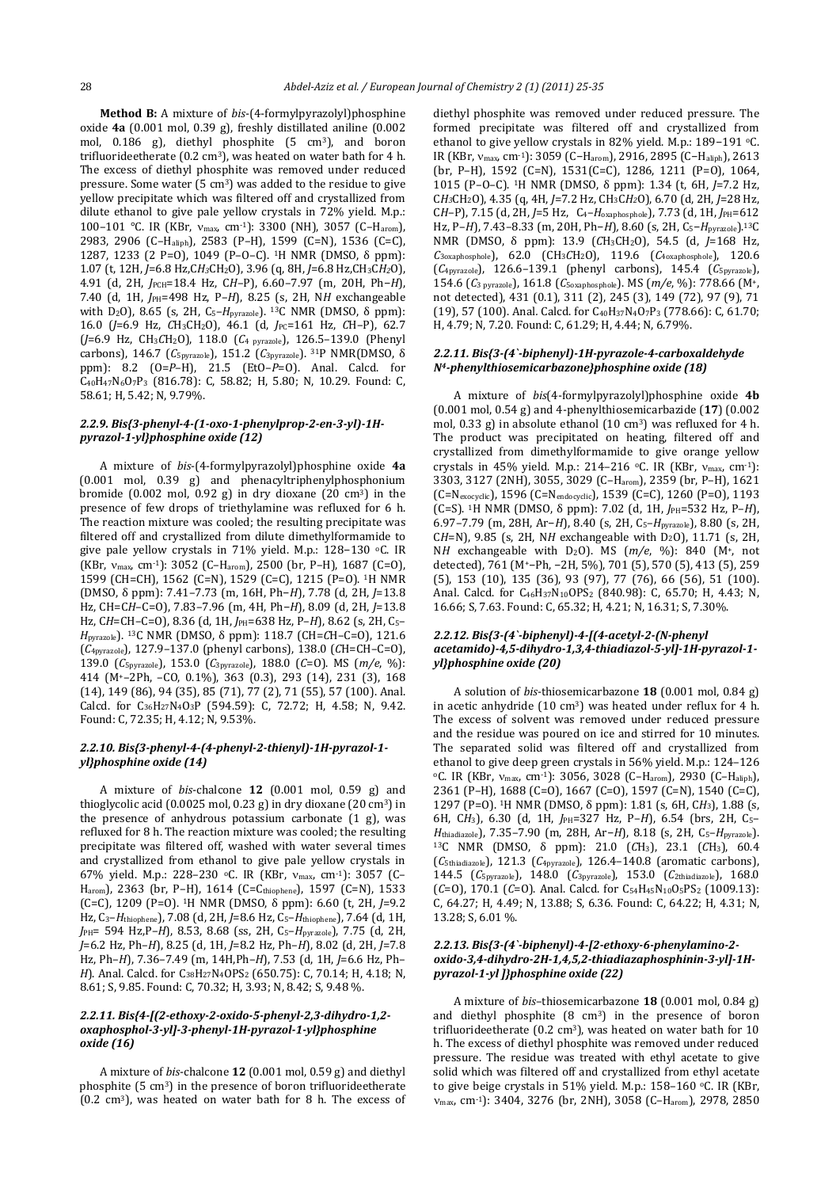**Method B:** A mixture of *bis*-(4-formylpyrazolyl)phosphine oxide **4a** (0.001 mol, 0.39 g), freshly distilled aniline (0.002 mol, 0.186 g), diethyl phosphite (5 $cm^3$), and boron trifluorideetherate (0.2 $cm^3$), was heated on water bath for 4 h. The excess of diethyl phosphite was removed under reduced pressure. Some water (5 $cm^3$) was added to the residue to give yellow precipitate which was filtered off and crystallized from dilute ethanol to give pale yellow crystals in 72% yield. M.p.: 100–101 °C. IR (KBr, $\nu_{max}$, $cm^{-1}$): 3300 (NH), 3057 (C–$H_{arom}$), 2983, 2906 (C–$H_{aliph}$), 2583 (P–H), 1599 (C=N), 1536 (C=C), 1287, 1233 (2 P=O), 1049 (P–O–C). $^1$H NMR (DMSO, δ ppm): 1.07 (t, 12H, *J*=6.8 Hz,C*H*$_3$CH$_2$O), 3.96 (q, 8H, *J*=6.8 Hz,CH$_3$C*H*$_2$O), 4.91 (d, 2H, $J_{PCH}$=18.4 Hz, C*H*–P), 6.60–7.97 (m, 20H, Ph–*H*), 7.40 (d, 1H, $J_{PH}$=498 Hz, P–*H*), 8.25 (s, 2H, N*H* exchangeable with $D_2O$), 8.65 (s, 2H, C$_5$–$H_{pyrazole}$). $^{13}$C NMR (DMSO, δ ppm): 16.0 (*J*=6.9 Hz, *C*H$_3$CH$_2$O), 46.1 (d, $J_{PC}$=161 Hz, *C*H–P), 62.7 (*J*=6.9 Hz, CH$_3$*C*H$_2$O), 118.0 (*C*$_{4\ pyrazole}$), 126.5–139.0 (Phenyl carbons), 146.7 (*C*$_{5pyrazole}$), 151.2 (*C*$_{3pyrazole}$). $^{31}$P NMR(DMSO, δ ppm): 8.2 (O=*P*–H), 21.5 (EtO–*P*=O). Anal. Calcd. for $C_{40}H_{47}N_6O_7P_3$ (816.78): C, 58.82; H, 5.80; N, 10.29. Found: C, 58.61; H, 5.42; N, 9.79%.

#### *2.2.9. Bis{3-phenyl-4-(1-oxo-1-phenylprop-2-en-3-yl)-1H-pyrazol-1-yl}phosphine oxide (12)*

A mixture of *bis*-(4-formylpyrazolyl)phosphine oxide **4a** (0.001 mol, 0.39 g) and phenacyltriphenylphosphonium bromide (0.002 mol, 0.92 g) in dry dioxane (20 $cm^3$) in the presence of few drops of triethylamine was refluxed for 6 h. The reaction mixture was cooled; the resulting precipitate was filtered off and crystallized from dilute dimethylformamide to give pale yellow crystals in 71% yield. M.p.: 128–130 °C. IR (KBr, $\nu_{max}$, $cm^{-1}$): 3052 (C–$H_{arom}$), 2500 (br, P–H), 1687 (C=O), 1599 (CH=CH), 1562 (C=N), 1529 (C=C), 1215 (P=O). $^1$H NMR (DMSO, δ ppm): 7.41–7.73 (m, 16H, Ph–*H*), 7.78 (d, 2H, *J*=13.8 Hz, CH=C*H*–C=O), 7.83–7.96 (m, 4H, Ph–*H*), 8.09 (d, 2H, *J*=13.8 Hz, C*H*=CH–C=O), 8.36 (d, 1H, $J_{PH}$=638 Hz, P–*H*), 8.62 (s, 2H, C$_5$–$H_{pyrazole}$). $^{13}$C NMR (DMSO, δ ppm): 118.7 (CH=*C*H–C=O), 121.6 (*C*$_{4pyrazole}$), 127.9–137.0 (phenyl carbons), 138.0 (*C*H=CH–C=O), 139.0 (*C*$_{5pyrazole}$), 153.0 (*C*$_{3pyrazole}$), 188.0 (*C*=O). MS (*m/e*, %): 414 (M$^+$–2Ph, –CO, 0.1%), 363 (0.3), 293 (14), 231 (3), 168 (14), 149 (86), 94 (35), 85 (71), 77 (2), 71 (55), 57 (100). Anal. Calcd. for $C_{36}H_{27}N_4O_3P$ (594.59): C, 72.72; H, 4.58; N, 9.42. Found: C, 72.35; H, 4.12; N, 9.53%.

#### *2.2.10. Bis{3-phenyl-4-(4-phenyl-2-thienyl)-1H-pyrazol-1-yl}phosphine oxide (14)*

A mixture of *bis*-chalcone **12** (0.001 mol, 0.59 g) and thioglycolic acid (0.0025 mol, 0.23 g) in dry dioxane (20 $cm^3$) in the presence of anhydrous potassium carbonate (1 g), was refluxed for 8 h. The reaction mixture was cooled; the resulting precipitate was filtered off, washed with water several times and crystallized from ethanol to give pale yellow crystals in 67% yield. M.p.: 228–230 °C. IR (KBr, $\nu_{max}$, $cm^{-1}$): 3057 (C–$H_{arom}$), 2363 (br, P–H), 1614 (C=$C_{thiophene}$), 1597 (C=N), 1533 (C=C), 1209 (P=O). $^1$H NMR (DMSO, δ ppm): 6.60 (t, 2H, *J*=9.2 Hz, C$_3$–$H_{thiophene}$), 7.08 (d, 2H, *J*=8.6 Hz, C$_5$–$H_{thiophene}$), 7.64 (d, 1H, $J_{PH}$= 594 Hz,P–*H*), 8.53, 8.68 (ss, 2H, C$_5$–$H_{pyrazole}$), 7.75 (d, 2H, *J*=6.2 Hz, Ph–*H*), 8.25 (d, 1H, *J*=8.2 Hz, Ph–*H*), 8.02 (d, 2H, *J*=7.8 Hz, Ph–*H*), 7.36–7.49 (m, 14H,Ph–*H*), 7.53 (d, 1H, *J*=6.6 Hz, Ph–*H*). Anal. Calcd. for $C_{38}H_{27}N_4OPS_2$ (650.75): C, 70.14; H, 4.18; N, 8.61; S, 9.85. Found: C, 70.32; H, 3.93; N, 8.42; S, 9.48 %.

#### *2.2.11. Bis{4-[(2-ethoxy-2-oxido-5-phenyl-2,3-dihydro-1,2-oxaphosphol-3-yl]-3-phenyl-1H-pyrazol-1-yl}phosphine oxide (16)*

A mixture of *bis*-chalcone **12** (0.001 mol, 0.59 g) and diethyl phosphite (5 $cm^3$) in the presence of boron trifluorideetherate (0.2 $cm^3$), was heated on water bath for 8 h. The excess of diethyl phosphite was removed under reduced pressure. The formed precipitate was filtered off and crystallized from ethanol to give yellow crystals in 82% yield. M.p.: 189–191 °C. IR (KBr, $\nu_{max}$, $cm^{-1}$): 3059 (C–$H_{arom}$), 2916, 2895 (C–$H_{aliph}$), 2613 (br, P–H), 1592 (C=N), 1531(C=C), 1286, 1211 (P=O), 1064, 1015 (P–O–C). $^1$H NMR (DMSO, δ ppm): 1.34 (t, 6H, *J*=7.2 Hz, C*H*$_3$CH$_2$O), 4.35 (q, 4H, *J*=7.2 Hz, CH$_3$C*H*$_2$O), 6.70 (d, 2H, *J*=28 Hz, C*H*–P), 7.15 (d, 2H, *J*=5 Hz, C$_4$–$H_{oxaphosphole}$), 7.73 (d, 1H, $J_{PH}$=612 Hz, P–*H*), 7.43–8.33 (m, 20H, Ph–*H*), 8.60 (s, 2H, C$_5$–$H_{pyrazole}$).$^{13}$C NMR (DMSO, δ ppm): 13.9 (*C*H$_3$CH$_2$O), 54.5 (d, *J*=168 Hz, *C*$_{3oxaphosphole}$), 62.0 (CH$_3$*C*H$_2$O), 119.6 (*C*$_{4oxaphosphole}$), 120.6 (*C*$_{4pyrazole}$), 126.6–139.1 (phenyl carbons), 145.4 (*C*$_{5pyrazole}$), 154.6 (*C*$_{3\ pyrazole}$), 161.8 (*C*$_{5oxaphosphole}$). MS (*m/e*, %): 778.66 (M$^+$, not detected), 431 (0.1), 311 (2), 245 (3), 149 (72), 97 (9), 71 (19), 57 (100). Anal. Calcd. for $C_{40}H_{37}N_4O_7P_3$ (778.66): C, 61.70; H, 4.79; N, 7.20. Found: C, 61.29; H, 4.44; N, 6.79%.

#### *2.2.11. Bis{3-(4`-biphenyl)-1H-pyrazole-4-carboxaldehyde N⁴-phenylthiosemicarbazone}phosphine oxide (18)*

A mixture of *bis*(4-formylpyrazolyl)phosphine oxide **4b** (0.001 mol, 0.54 g) and 4-phenylthiosemicarbazide (**17**) (0.002 mol, 0.33 g) in absolute ethanol (10 $cm^3$) was refluxed for 4 h. The product was precipitated on heating, filtered off and crystallized from dimethylformamide to give orange yellow crystals in 45% yield. M.p.: 214–216 °C. IR (KBr, $\nu_{max}$, $cm^{-1}$): 3303, 3127 (2NH), 3055, 3029 (C–$H_{arom}$), 2359 (br, P–H), 1621 (C=$N_{exocyclic}$), 1596 (C=$N_{endocyclic}$), 1539 (C=C), 1260 (P=O), 1193 (C=S). $^1$H NMR (DMSO, δ ppm): 7.02 (d, 1H, $J_{PH}$=532 Hz, P–*H*), 6.97–7.79 (m, 28H, Ar–*H*), 8.40 (s, 2H, C$_5$–$H_{pyrazole}$), 8.80 (s, 2H, C*H*=N), 9.85 (s, 2H, N*H* exchangeable with $D_2O$), 11.71 (s, 2H, N*H* exchangeable with $D_2O$). MS (*m/e*, %): 840 (M$^+$, not detected), 761 (M$^+$–Ph, –2H, 5%), 701 (5), 570 (5), 413 (5), 259 (5), 153 (10), 135 (36), 93 (97), 77 (76), 66 (56), 51 (100). Anal. Calcd. for $C_{46}H_{37}N_{10}OPS_2$ (840.98): C, 65.70; H, 4.43; N, 16.66; S, 7.63. Found: C, 65.32; H, 4.21; N, 16.31; S, 7.30%.

#### *2.2.12. Bis{3-(4`-biphenyl)-4-[(4-acetyl-2-(N-phenyl acetamido)-4,5-dihydro-1,3,4-thiadiazol-5-yl]-1H-pyrazol-1-yl}phosphine oxide (20)*

A solution of *bis*-thiosemicarbazone **18** (0.001 mol, 0.84 g) in acetic anhydride (10 $cm^3$) was heated under reflux for 4 h. The excess of solvent was removed under reduced pressure and the residue was poured on ice and stirred for 10 minutes. The separated solid was filtered off and crystallized from ethanol to give deep green crystals in 56% yield. M.p.: 124–126 °C. IR (KBr, $\nu_{max}$, $cm^{-1}$): 3056, 3028 (C–$H_{arom}$), 2930 (C–$H_{aliph}$), 2361 (P–H), 1688 (C=O), 1667 (C=O), 1597 (C=N), 1540 (C=C), 1297 (P=O). $^1$H NMR (DMSO, δ ppm): 1.81 (s, 6H, C*H*$_3$), 1.88 (s, 6H, C*H*$_3$), 6.30 (d, 1H, $J_{PH}$=327 Hz, P–*H*), 6.54 (brs, 2H, C$_5$–$H_{thiadiazole}$), 7.35–7.90 (m, 28H, Ar–*H*), 8.18 (s, 2H, C$_5$–$H_{pyrazole}$). $^{13}$C NMR (DMSO, δ ppm): 21.0 (*C*H$_3$), 23.1 (*C*H$_3$), 60.4 (*C*$_{5thiadiazole}$), 121.3 (*C*$_{4pyrazole}$), 126.4–140.8 (aromatic carbons), 144.5 (*C*$_{5pyrazole}$), 148.0 (*C*$_{3pyrazole}$), 153.0 (*C*$_{2thiadiazole}$), 168.0 (*C*=O), 170.1 (*C*=O). Anal. Calcd. for $C_{54}H_{45}N_{10}O_5PS_2$ (1009.13): C, 64.27; H, 4.49; N, 13.88; S, 6.36. Found: C, 64.22; H, 4.31; N, 13.28; S, 6.01 %.

#### *2.2.13. Bis{3-(4`-biphenyl)-4-[2-ethoxy-6-phenylamino-2-oxido-3,4-dihydro-2H-1,4,5,2-thiadiazaphosphinin-3-yl]-1H-pyrazol-1-yl ]}phosphine oxide (22)*

A mixture of *bis*–thiosemicarbazone **18** (0.001 mol, 0.84 g) and diethyl phosphite (8 $cm^3$) in the presence of boron trifluorideetherate (0.2 $cm^3$), was heated on water bath for 10 h. The excess of diethyl phosphite was removed under reduced pressure. The residue was treated with ethyl acetate to give solid which was filtered off and crystallized from ethyl acetate to give beige crystals in 51% yield. M.p.: 158–160 °C. IR (KBr, $\nu_{max}$, $cm^{-1}$): 3404, 3276 (br, 2NH), 3058 (C–$H_{arom}$), 2978, 2850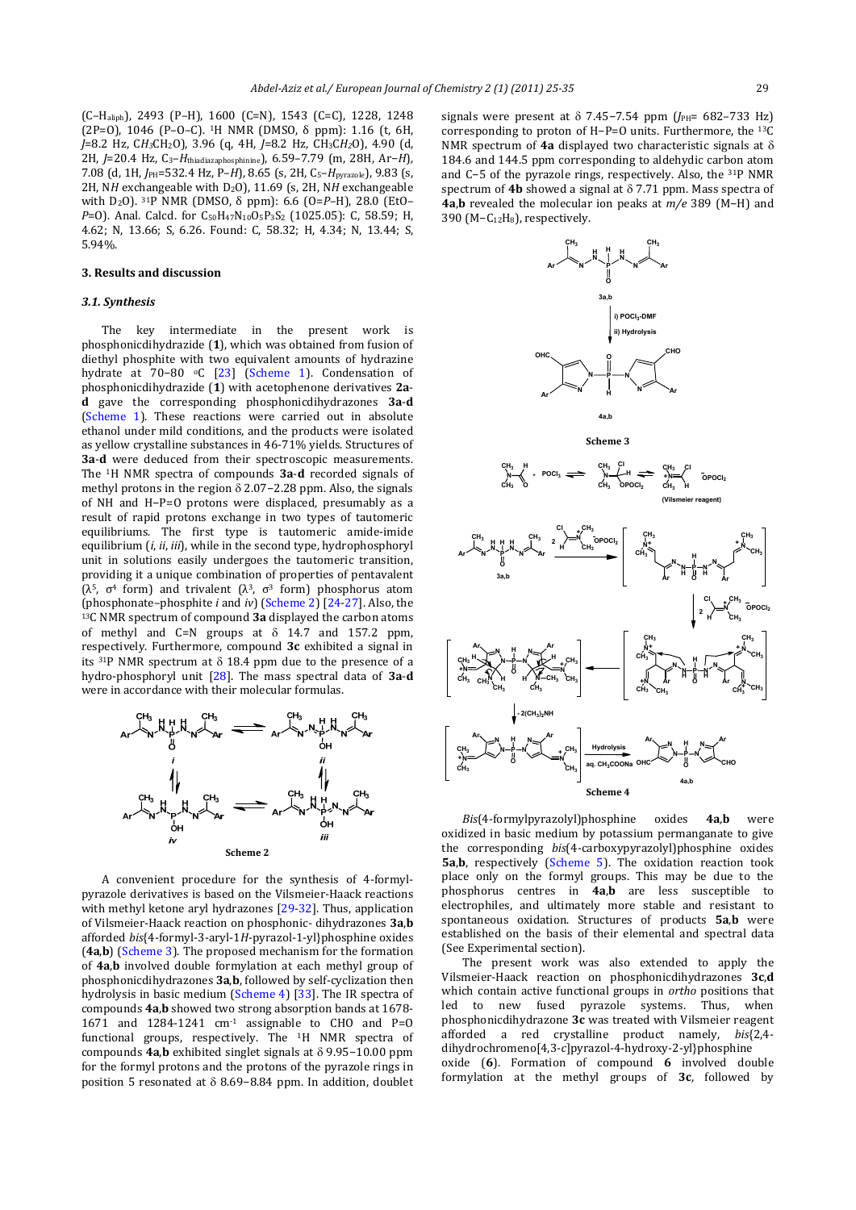(C–$H_{aliph}$), 2493 (P–H), 1600 (C=N), 1543 (C=C), 1228, 1248 (2P=O), 1046 (P–O–C). $^{1}$H NMR (DMSO, δ ppm): 1.16 (t, 6H, $J$=8.2 Hz, C$H_3$CH$_2$O), 3.96 (q, 4H, $J$=8.2 Hz, CH$_3$C$H_2$O), 4.90 (d, 2H, $J$=20.4 Hz, C$_3$–$H_{thiadiazaphosphinine}$), 6.59–7.79 (m, 28H, Ar–$H$), 7.08 (d, 1H, $J_{PH}$=532.4 Hz, P–$H$), 8.65 (s, 2H, C$_5$–$H_{pyrazole}$), 9.83 (s, 2H, N$H$ exchangeable with D$_2$O), 11.69 (s, 2H, N$H$ exchangeable with D$_2$O). $^{31}$P NMR (DMSO, δ ppm): 6.6 (O=$P$–H), 28.0 (EtO–$P$=O). Anal. Calcd. for $C_{50}H_{47}N_{10}O_5P_3S_2$ (1025.05): C, 58.59; H, 4.62; N, 13.66; S, 6.26. Found: C, 58.32; H, 4.34; N, 13.44; S, 5.94%.

## 3. Results and discussion

### *3.1. Synthesis*

The key intermediate in the present work is phosphonicdihydrazide (**1**), which was obtained from fusion of diethyl phosphite with two equivalent amounts of hydrazine hydrate at 70–80 °C [23] (Scheme 1). Condensation of phosphonicdihydrazide (**1**) with acetophenone derivatives **2a-d** gave the corresponding phosphonicdihydrazones **3a-d** (Scheme 1). These reactions were carried out in absolute ethanol under mild conditions, and the products were isolated as yellow crystalline substances in 46-71% yields. Structures of **3a-d** were deduced from their spectroscopic measurements. The $^{1}$H NMR spectra of compounds **3a-d** recorded signals of methyl protons in the region δ 2.07–2.28 ppm. Also, the signals of NH and H–P=O protons were displaced, presumably as a result of rapid protons exchange in two types of tautomeric equilibriums. The first type is tautomeric amide-imide equilibrium (*i*, *ii*, *iii*), while in the second type, hydrophosphoryl unit in solutions easily undergoes the tautomeric transition, providing it a unique combination of properties of pentavalent ($\lambda^5$, $\sigma^4$ form) and trivalent ($\lambda^3$, $\sigma^3$ form) phosphorus atom (phosphonate–phosphite *i* and *iv*) (Scheme 2) [24-27]. Also, the $^{13}$C NMR spectrum of compound **3a** displayed the carbon atoms of methyl and C=N groups at δ 14.7 and 157.2 ppm, respectively. Furthermore, compound **3c** exhibited a signal in its $^{31}$P NMR spectrum at δ 18.4 ppm due to the presence of a hydro-phosphoryl unit [28]. The mass spectral data of **3a-d** were in accordance with their molecular formulas.

Scheme 2

A convenient procedure for the synthesis of 4-formyl-pyrazole derivatives is based on the Vilsmeier-Haack reactions with methyl ketone aryl hydrazones [29-32]. Thus, application of Vilsmeier-Haack reaction on phosphonic- dihydrazones **3a**,**b** afforded *bis*{4-formyl-3-aryl-1*H*-pyrazol-1-yl}phosphine oxides (**4a**,**b**) (Scheme 3). The proposed mechanism for the formation of **4a**,**b** involved double formylation at each methyl group of phosphonicdihydrazones **3a**,**b**, followed by self-cyclization then hydrolysis in basic medium (Scheme 4) [33]. The IR spectra of compounds **4a**,**b** showed two strong absorption bands at 1678-1671 and 1284-1241 cm$^{-1}$ assignable to CHO and P=O functional groups, respectively. The $^{1}$H NMR spectra of compounds **4a**,**b** exhibited singlet signals at δ 9.95–10.00 ppm for the formyl protons and the protons of the pyrazole rings in position 5 resonated at δ 8.69–8.84 ppm. In addition, doublet signals were present at δ 7.45–7.54 ppm ($J_{PH}$= 682–733 Hz) corresponding to proton of H–P=O units. Furthermore, the $^{13}$C NMR spectrum of **4a** displayed two characteristic signals at δ 184.6 and 144.5 ppm corresponding to aldehydic carbon atom and C–5 of the pyrazole rings, respectively. Also, the $^{31}$P NMR spectrum of **4b** showed a signal at δ 7.71 ppm. Mass spectra of **4a**,**b** revealed the molecular ion peaks at *m/e* 389 (M–H) and 390 (M–$C_{12}H_8$), respectively.

Scheme 3

Scheme 4

*Bis*(4-formylpyrazolyl)phosphine oxides **4a**,**b** were oxidized in basic medium by potassium permanganate to give the corresponding *bis*(4-carboxypyrazolyl)phosphine oxides **5a**,**b**, respectively (Scheme 5). The oxidation reaction took place only on the formyl groups. This may be due to the phosphorus centres in **4a**,**b** are less susceptible to electrophiles, and ultimately more stable and resistant to spontaneous oxidation. Structures of products **5a**,**b** were established on the basis of their elemental and spectral data (See Experimental section).

The present work was also extended to apply the Vilsmeier-Haack reaction on phosphonicdihydrazones **3c**,**d** which contain active functional groups in *ortho* positions that led to new fused pyrazole systems. Thus, when phosphonicdihydrazone **3c** was treated with Vilsmeier reagent afforded a red crystalline product namely, *bis*{2,4-dihydrochromeno[4,3-*c*]pyrazol-4-hydroxy-2-yl}phosphine oxide (**6**). Formation of compound **6** involved double formylation at the methyl groups of **3c**, followed by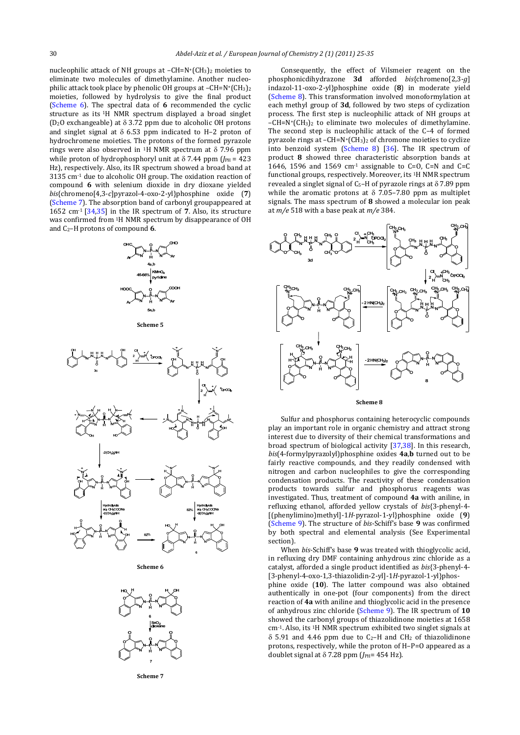nucleophilic attack of NH groups at $-CH=N^+(CH_3)_2$ moieties to eliminate two molecules of dimethylamine. Another nucleophilic attack took place by phenolic OH groups at $-CH=N^+(CH_3)_2$ moieties, followed by hydrolysis to give the final product (Scheme 6). The spectral data of **6** recommended the cyclic structure as its $^1$H NMR spectrum displayed a broad singlet ($D_2O$ exchangeable) at δ 3.72 ppm due to alcoholic OH protons and singlet signal at δ 6.53 ppm indicated to H–2 proton of hydrochromene moieties. The protons of the formed pyrazole rings were also observed in $^1$H NMR spectrum at δ 7.96 ppm while proton of hydrophosphoryl unit at δ 7.44 ppm ($J_{PH}$ = 423 Hz), respectively. Also, its IR spectrum showed a broad band at 3135 cm$^{-1}$ due to alcoholic OH group. The oxidation reaction of compound **6** with selenium dioxide in dry dioxane yielded *bis*{chromeno[4,3-*c*]pyrazol-4-oxo-2-yl}phosphine oxide (**7**) (Scheme 7). The absorption band of carbonyl groupappeared at 1652 cm$^{-1}$ [34,35] in the IR spectrum of **7**. Also, its structure was confirmed from $^1$H NMR spectrum by disappearance of OH and C$_2$–H protons of compound **6**.

Scheme 5

Scheme 6

Scheme 7

Consequently, the effect of Vilsmeier reagent on the phosphonicdihydrazone **3d** afforded *bis*{chromeno[2,3-*g*]indazol-11-oxo-2-yl}phosphine oxide (**8**) in moderate yield (Scheme 8). This transformation involved monoformylation at each methyl group of **3d**, followed by two steps of cyclization process. The first step is nucleophilic attack of NH groups at $-CH=N^+(CH_3)_2$ to eliminate two molecules of dimethylamine. The second step is nucleophilic attack of the C–4 of formed pyrazole rings at $-CH=N^+(CH_3)_2$ of chromone moieties to cyclize into benzoid system (Scheme 8) [36]. The IR spectrum of product **8** showed three characteristic absorption bands at 1646, 1596 and 1569 cm$^{-1}$ assignable to C=O, C=N and C=C functional groups, respectively. Moreover, its $^1$H NMR spectrum revealed a singlet signal of C$_5$–H of pyrazole rings at δ 7.89 ppm while the aromatic protons at δ 7.05–7.80 ppm as multiplet signals. The mass spectrum of **8** showed a molecular ion peak at *m/e* 518 with a base peak at *m/e* 384.

Scheme 8

Sulfur and phosphorus containing heterocyclic compounds play an important role in organic chemistry and attract strong interest due to diversity of their chemical transformations and broad spectrum of biological activity [37,38]. In this research, *bis*(4-formylpyrazolyl)phosphine oxides **4a**,**b** turned out to be fairly reactive compounds, and they readily condensed with nitrogen and carbon nucleophiles to give the corresponding condensation products. The reactivity of these condensation products towards sulfur and phosphorus reagents was investigated. Thus, treatment of compound **4a** with aniline, in refluxing ethanol, afforded yellow crystals of *bis*{3-phenyl-4-[(phenylimino)methyl]-1*H*-pyrazol-1-yl}phosphine oxide (**9**) (Scheme 9). The structure of *bis*-Schiff's base **9** was confirmed by both spectral and elemental analysis (See Experimental section).

When *bis*-Schiff's base **9** was treated with thioglycolic acid, in refluxing dry DMF containing anhydrous zinc chloride as a catalyst, afforded a single product identified as *bis*{3-phenyl-4-[3-phenyl-4-oxo-1,3-thiazolidin-2-yl]-1*H*-pyrazol-1-yl}phosphine oxide (**10**). The latter compound was also obtained authentically in one-pot (four components) from the direct reaction of **4a** with aniline and thioglycolic acid in the presence of anhydrous zinc chloride (Scheme 9). The IR spectrum of **10** showed the carbonyl groups of thiazolidinone moieties at 1658 cm$^{-1}$. Also, its $^1$H NMR spectrum exhibited two singlet signals at δ 5.91 and 4.46 ppm due to C$_2$–H and CH$_2$ of thiazolidinone protons, respectively, while the proton of H–P=O appeared as a doublet signal at δ 7.28 ppm ($J_{PH}$= 454 Hz).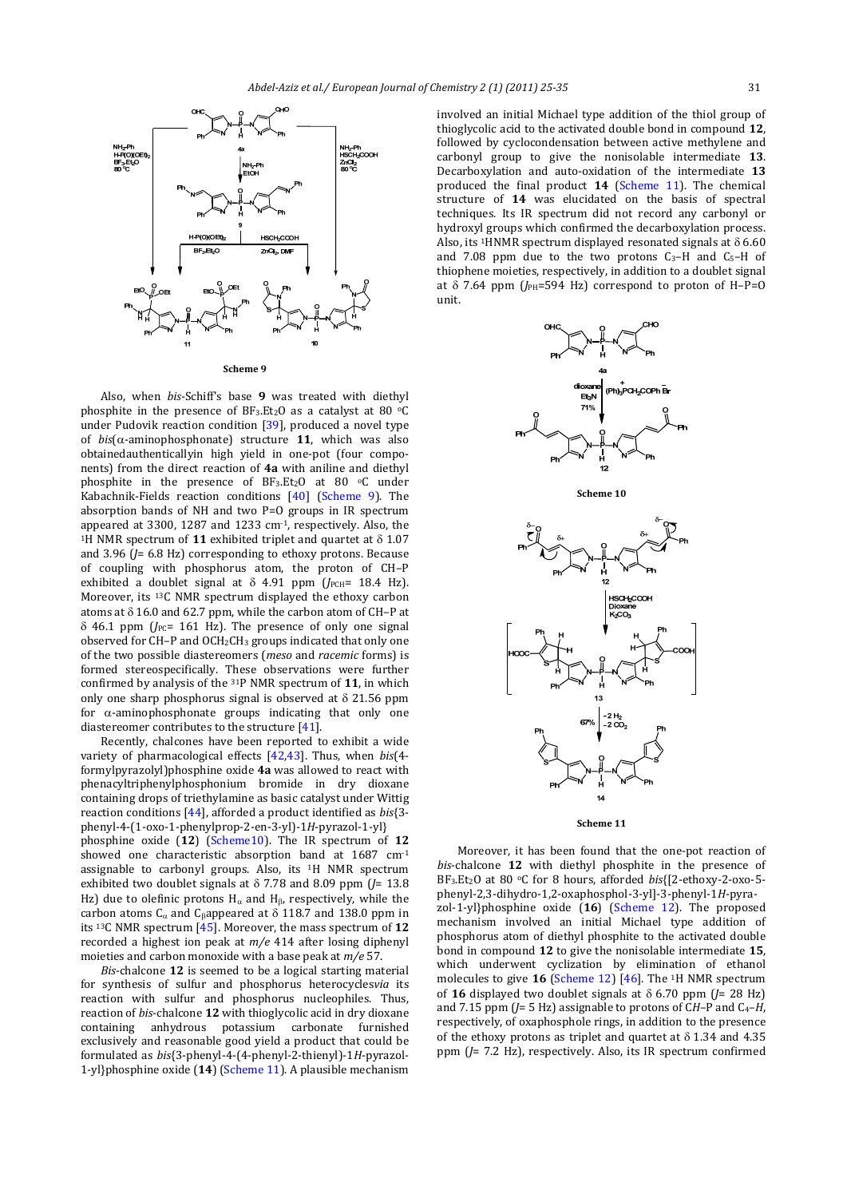Scheme 9

Also, when *bis*-Schiff's base **9** was treated with diethyl phosphite in the presence of $BF_3.Et_2O$ as a catalyst at 80 °C under Pudovik reaction condition [39], produced a novel type of *bis*(α-aminophosphonate) structure **11**, which was also obtainedauthenticallyin high yield in one-pot (four components) from the direct reaction of **4a** with aniline and diethyl phosphite in the presence of $BF_3.Et_2O$ at 80 °C under Kabachnik-Fields reaction conditions [40] (Scheme 9). The absorption bands of NH and two P=O groups in IR spectrum appeared at 3300, 1287 and 1233 $cm^{-1}$, respectively. Also, the $^1H$ NMR spectrum of **11** exhibited triplet and quartet at δ 1.07 and 3.96 ($J$= 6.8 Hz) corresponding to ethoxy protons. Because of coupling with phosphorus atom, the proton of CH–P exhibited a doublet signal at δ 4.91 ppm ($J_{PCH}$= 18.4 Hz). Moreover, its $^{13}C$ NMR spectrum displayed the ethoxy carbon atoms at δ 16.0 and 62.7 ppm, while the carbon atom of CH–P at δ 46.1 ppm ($J_{PC}$= 161 Hz). The presence of only one signal observed for CH–P and $OCH_2CH_3$ groups indicated that only one of the two possible diastereomers (*meso* and *racemic* forms) is formed stereospecifically. These observations were further confirmed by analysis of the $^{31}P$ NMR spectrum of **11**, in which only one sharp phosphorus signal is observed at δ 21.56 ppm for α-aminophosphonate groups indicating that only one diastereomer contributes to the structure [41].

Recently, chalcones have been reported to exhibit a wide variety of pharmacological effects [42,43]. Thus, when *bis*(4-formylpyrazolyl)phosphine oxide **4a** was allowed to react with phenacyltriphenylphosphonium bromide in dry dioxane containing drops of triethylamine as basic catalyst under Wittig reaction conditions [44], afforded a product identified as *bis*{3-phenyl-4-(1-oxo-1-phenylprop-2-en-3-yl)-1*H*-pyrazol-1-yl} phosphine oxide (**12**) (Scheme10). The IR spectrum of **12** showed one characteristic absorption band at 1687 $cm^{-1}$ assignable to carbonyl groups. Also, its $^1H$ NMR spectrum exhibited two doublet signals at δ 7.78 and 8.09 ppm ($J$= 13.8 Hz) due to olefinic protons $H_\alpha$ and $H_\beta$, respectively, while the carbon atoms $C_\alpha$ and $C_\beta$appeared at δ 118.7 and 138.0 ppm in its $^{13}C$ NMR spectrum [45]. Moreover, the mass spectrum of **12** recorded a highest ion peak at *m/e* 414 after losing diphenyl moieties and carbon monoxide with a base peak at *m/e* 57.

*Bis*-chalcone **12** is seemed to be a logical starting material for synthesis of sulfur and phosphorus heterocycles*via* its reaction with sulfur and phosphorus nucleophiles. Thus, reaction of *bis*-chalcone **12** with thioglycolic acid in dry dioxane containing anhydrous potassium carbonate furnished exclusively and reasonable good yield a product that could be formulated as *bis*{3-phenyl-4-(4-phenyl-2-thienyl)-1*H*-pyrazol-1-yl}phosphine oxide (**14**) (Scheme 11). A plausible mechanism involved an initial Michael type addition of the thiol group of thioglycolic acid to the activated double bond in compound **12**, followed by cyclocondensation between active methylene and carbonyl group to give the nonisolable intermediate **13**. Decarboxylation and auto-oxidation of the intermediate **13** produced the final product **14** (Scheme 11). The chemical structure of **14** was elucidated on the basis of spectral techniques. Its IR spectrum did not record any carbonyl or hydroxyl groups which confirmed the decarboxylation process. Also, its $^1$HNMR spectrum displayed resonated signals at δ 6.60 and 7.08 ppm due to the two protons $C_3$–H and $C_5$–H of thiophene moieties, respectively, in addition to a doublet signal at δ 7.64 ppm ($J_{PH}$=594 Hz) correspond to proton of H–P=O unit.

Scheme 10

Scheme 11

Moreover, it has been found that the one-pot reaction of *bis*-chalcone **12** with diethyl phosphite in the presence of $BF_3.Et_2O$ at 80 °C for 8 hours, afforded *bis*{[2-ethoxy-2-oxo-5-phenyl-2,3-dihydro-1,2-oxaphosphol-3-yl]-3-phenyl-1*H*-pyrazol-1-yl}phosphine oxide (**16**) (Scheme 12). The proposed mechanism involved an initial Michael type addition of phosphorus atom of diethyl phosphite to the activated double bond in compound **12** to give the nonisolable intermediate **15**, which underwent cyclization by elimination of ethanol molecules to give **16** (Scheme 12) [46]. The $^1H$ NMR spectrum of **16** displayed two doublet signals at δ 6.70 ppm ($J$= 28 Hz) and 7.15 ppm ($J$= 5 Hz) assignable to protons of C*H*–P and $C_4$–*H*, respectively, of oxaphosphole rings, in addition to the presence of the ethoxy protons as triplet and quartet at δ 1.34 and 4.35 ppm ($J$= 7.2 Hz), respectively. Also, its IR spectrum confirmed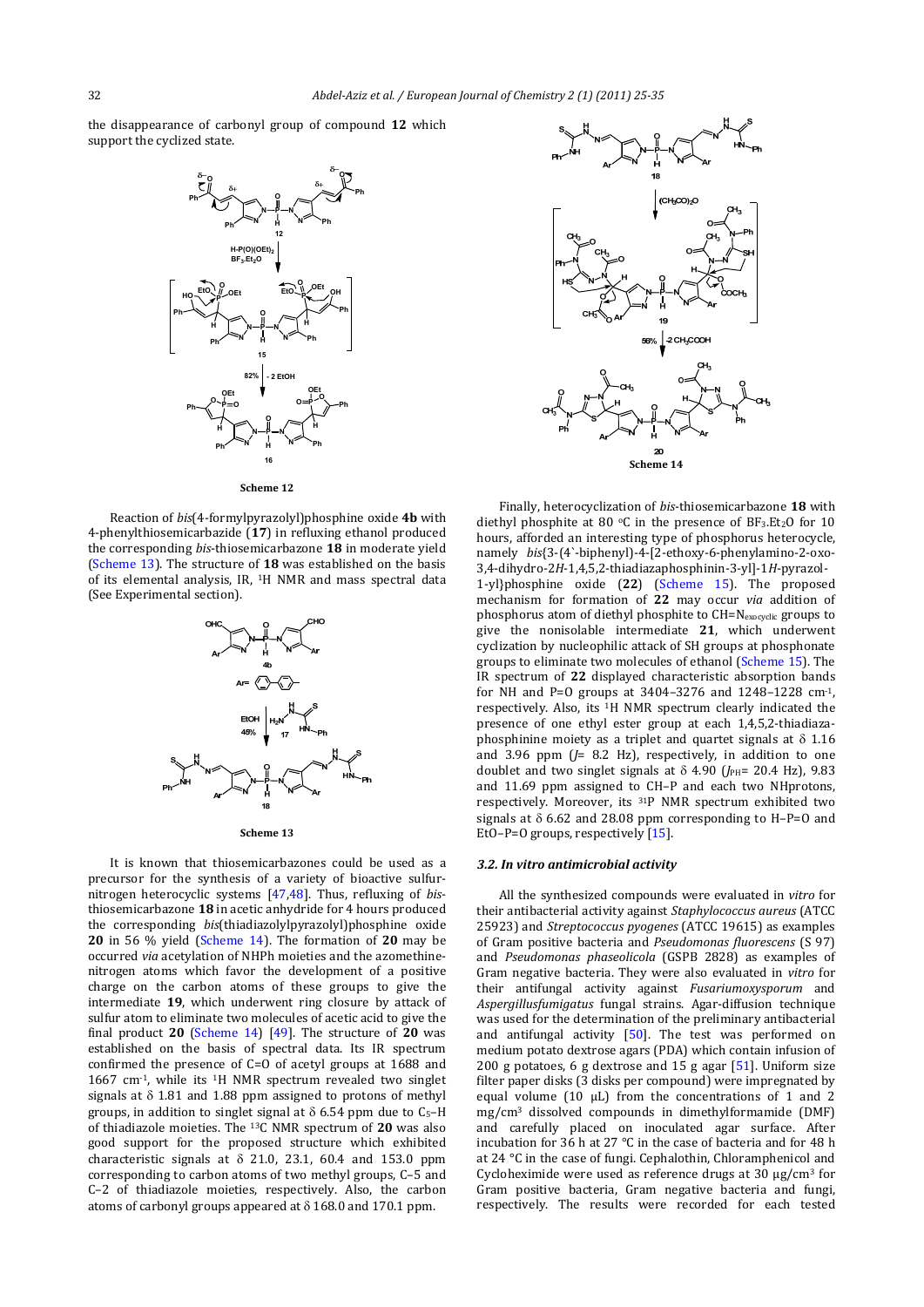the disappearance of carbonyl group of compound **12** which support the cyclized state.

Scheme 12

Reaction of *bis*(4-formylpyrazolyl)phosphine oxide **4b** with 4-phenylthiosemicarbazide (**17**) in refluxing ethanol produced the corresponding *bis*-thiosemicarbazone **18** in moderate yield (Scheme 13). The structure of **18** was established on the basis of its elemental analysis, IR, $^1$H NMR and mass spectral data (See Experimental section).

Scheme 13

It is known that thiosemicarbazones could be used as a precursor for the synthesis of a variety of bioactive sulfur-nitrogen heterocyclic systems [47,48]. Thus, refluxing of *bis*-thiosemicarbazone **18** in acetic anhydride for 4 hours produced the corresponding *bis*(thiadiazolylpyrazolyl)phosphine oxide **20** in 56 % yield (Scheme 14). The formation of **20** may be occurred *via* acetylation of NHPh moieties and the azomethine-nitrogen atoms which favor the development of a positive charge on the carbon atoms of these groups to give the intermediate **19**, which underwent ring closure by attack of sulfur atom to eliminate two molecules of acetic acid to give the final product **20** (Scheme 14) [49]. The structure of **20** was established on the basis of spectral data. Its IR spectrum confirmed the presence of C=O of acetyl groups at 1688 and 1667 cm$^{-1}$, while its $^1$H NMR spectrum revealed two singlet signals at δ 1.81 and 1.88 ppm assigned to protons of methyl groups, in addition to singlet signal at δ 6.54 ppm due to $C_5$–H of thiadiazole moieties. The $^{13}$C NMR spectrum of **20** was also good support for the proposed structure which exhibited characteristic signals at δ 21.0, 23.1, 60.4 and 153.0 ppm corresponding to carbon atoms of two methyl groups, C–5 and C–2 of thiadiazole moieties, respectively. Also, the carbon atoms of carbonyl groups appeared at δ 168.0 and 170.1 ppm.

Scheme 14

Finally, heterocyclization of *bis*-thiosemicarbazone **18** with diethyl phosphite at 80 °C in the presence of $BF_3.Et_2O$ for 10 hours, afforded an interesting type of phosphorus heterocycle, namely *bis*{3-(4`-biphenyl)-4-[2-ethoxy-6-phenylamino-2-oxo-3,4-dihydro-2*H*-1,4,5,2-thiadiazaphosphinin-3-yl]-1*H*-pyrazol-1-yl}phosphine oxide (**22**) (Scheme 15). The proposed mechanism for formation of **22** may occur *via* addition of phosphorus atom of diethyl phosphite to CH=N$_{exocyclic}$ groups to give the nonisolable intermediate **21**, which underwent cyclization by nucleophilic attack of SH groups at phosphonate groups to eliminate two molecules of ethanol (Scheme 15). The IR spectrum of **22** displayed characteristic absorption bands for NH and P=O groups at 3404–3276 and 1248–1228 cm$^{-1}$, respectively. Also, its $^1$H NMR spectrum clearly indicated the presence of one ethyl ester group at each 1,4,5,2-thiadiaza-phosphinine moiety as a triplet and quartet signals at δ 1.16 and 3.96 ppm ($J$= 8.2 Hz), respectively, in addition to one doublet and two singlet signals at δ 4.90 ($J_{PH}$= 20.4 Hz), 9.83 and 11.69 ppm assigned to CH–P and each two NHprotons, respectively. Moreover, its $^{31}$P NMR spectrum exhibited two signals at δ 6.62 and 28.08 ppm corresponding to H–P=O and EtO–P=O groups, respectively [15].

### 3.2. In vitro antimicrobial activity

All the synthesized compounds were evaluated in *vitro* for their antibacterial activity against *Staphylococcus aureus* (ATCC 25923) and *Streptococcus pyogenes* (ATCC 19615) as examples of Gram positive bacteria and *Pseudomonas fluorescens* (S 97) and *Pseudomonas phaseolicola* (GSPB 2828) as examples of Gram negative bacteria. They were also evaluated in *vitro* for their antifungal activity against *Fusariumoxysporum* and *Aspergillusfumigatus* fungal strains. Agar-diffusion technique was used for the determination of the preliminary antibacterial and antifungal activity [50]. The test was performed on medium potato dextrose agars (PDA) which contain infusion of 200 g potatoes, 6 g dextrose and 15 g agar [51]. Uniform size filter paper disks (3 disks per compound) were impregnated by equal volume (10 μL) from the concentrations of 1 and 2 mg/cm$^3$ dissolved compounds in dimethylformamide (DMF) and carefully placed on inoculated agar surface. After incubation for 36 h at 27 °C in the case of bacteria and for 48 h at 24 °C in the case of fungi. Cephalothin, Chloramphenicol and Cycloheximide were used as reference drugs at 30 μg/cm$^3$ for Gram positive bacteria, Gram negative bacteria and fungi, respectively. The results were recorded for each tested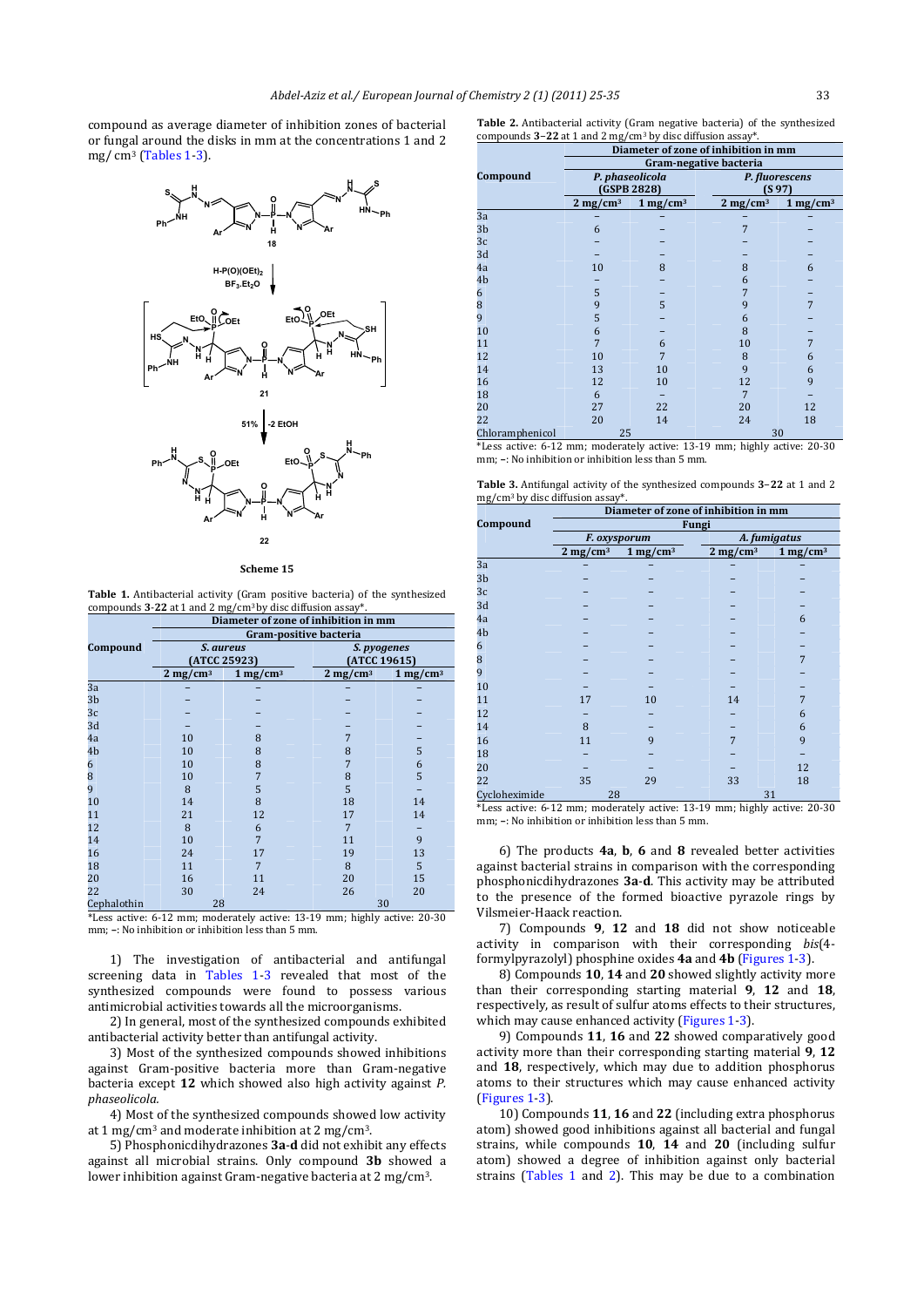compound as average diameter of inhibition zones of bacterial or fungal around the disks in mm at the concentrations 1 and 2 mg/ cm³ (Tables 1-3).

**Scheme 15**

**Table 1.** Antibacterial activity (Gram positive bacteria) of the synthesized compounds **3**-**22** at 1 and 2 mg/cm³ by disc diffusion assay*.

| Compound | Diameter of zone of inhibition in mm | | | |
|---|---|---|---|---|
| | Gram-positive bacteria | | | |
| | *S. aureus* (ATCC 25923) | | *S. pygenes* (ATCC 19615) | |
| | 2 mg/cm³ | 1 mg/cm³ | 2 mg/cm³ | 1 mg/cm³ |
| 3a | – | – | – | – |
| 3b | – | – | – | – |
| 3c | – | – | – | – |
| 3d | – | – | – | – |
| 4a | 10 | 8 | 7 | – |
| 4b | 10 | 8 | 8 | 5 |
| 6 | 10 | 8 | 7 | 6 |
| 8 | 10 | 7 | 8 | 5 |
| 9 | 8 | 5 | 5 | – |
| 10 | 14 | 8 | 18 | 14 |
| 11 | 21 | 12 | 17 | 14 |
| 12 | 8 | 6 | 7 | – |
| 14 | 10 | 7 | 11 | 9 |
| 16 | 24 | 17 | 19 | 13 |
| 18 | 11 | 7 | 8 | 5 |
| 20 | 16 | 11 | 20 | 15 |
| 22 | 30 | 24 | 26 | 20 |
| Cephalothin | 28 | | 30 | |

*Less active: 6-12 mm; moderately active: 13-19 mm; highly active: 20-30 mm; –: No inhibition or inhibition less than 5 mm.

1) The investigation of antibacterial and antifungal screening data in Tables 1-3 revealed that most of the synthesized compounds were found to possess various antimicrobial activities towards all the microorganisms.

2) In general, most of the synthesized compounds exhibited antibacterial activity better than antifungal activity.

3) Most of the synthesized compounds showed inhibitions against Gram-positive bacteria more than Gram-negative bacteria except **12** which showed also high activity against *P. phaseolicola.*

4) Most of the synthesized compounds showed low activity at 1 mg/cm³ and moderate inhibition at 2 mg/cm³.

5) Phosphonicdihydrazones **3a**-**d** did not exhibit any effects against all microbial strains. Only compound **3b** showed a lower inhibition against Gram-negative bacteria at 2 mg/cm³.

**Table 2.** Antibacterial activity (Gram negative bacteria) of the synthesized compounds **3**–**22** at 1 and 2 mg/cm³ by disc diffusion assay*.

| Compound | Diameter of zone of inhibition in mm | | | |
|---|---|---|---|---|
| | Gram-negative bacteria | | | |
| | *P. phaseolicola* (GSPB 2828) | | *P. fluorescens* (S 97) | |
| | 2 mg/cm³ | 1 mg/cm³ | 2 mg/cm³ | 1 mg/cm³ |
| 3a | – | – | – | – |
| 3b | 6 | – | 7 | – |
| 3c | – | – | – | – |
| 3d | – | – | – | – |
| 4a | 10 | 8 | 8 | 6 |
| 4b | – | – | 6 | – |
| 6 | 5 | – | 7 | – |
| 8 | 9 | 5 | 9 | 7 |
| 9 | 5 | – | 6 | – |
| 10 | 6 | – | 8 | – |
| 11 | 7 | 6 | 10 | 7 |
| 12 | 10 | 7 | 8 | 6 |
| 14 | 13 | 10 | 9 | 6 |
| 16 | 12 | 10 | 12 | 9 |
| 18 | 6 | – | 7 | – |
| 20 | 27 | 22 | 20 | 12 |
| 22 | 20 | 14 | 24 | 18 |
| Chloramphenicol | 25 | | 30 | |

*Less active: 6-12 mm; moderately active: 13-19 mm; highly active: 20-30 mm; –: No inhibition or inhibition less than 5 mm.

**Table 3.** Antifungal activity of the synthesized compounds **3**–**22** at 1 and 2 mg/cm³ by disc diffusion assay*.

| Compound | Diameter of zone of inhibition in mm | | | |
|---|---|---|---|---|
| | Fungi | | | |
| | *F. oxysporum* | | *A. fumigatus* | |
| | 2 mg/cm³ | 1 mg/cm³ | 2 mg/cm³ | 1 mg/cm³ |
| 3a | – | – | – | – |
| 3b | – | – | – | – |
| 3c | – | – | – | – |
| 3d | – | – | – | – |
| 4a | – | – | – | 6 |
| 4b | – | – | – | – |
| 6 | – | – | – | – |
| 8 | – | – | – | 7 |
| 9 | – | – | – | – |
| 10 | – | – | – | – |
| 11 | 17 | 10 | 14 | 7 |
| 12 | – | – | – | 6 |
| 14 | 8 | – | – | 6 |
| 16 | 11 | 9 | 7 | 9 |
| 18 | – | – | – | – |
| 20 | – | – | – | 12 |
| 22 | 35 | 29 | 33 | 18 |
| Cycloheximide | 28 | | 31 | |

*Less active: 6-12 mm; moderately active: 13-19 mm; highly active: 20-30 mm; –: No inhibition or inhibition less than 5 mm.

6) The products **4a**, **b**, **6** and **8** revealed better activities against bacterial strains in comparison with the corresponding phosphonicdihydrazones **3a-d**. This activity may be attributed to the presence of the formed bioactive pyrazole rings by Vilsmeier-Haack reaction.

7) Compounds **9**, **12** and **18** did not show noticeable activity in comparison with their corresponding *bis*(4-formylpyrazolyl) phosphine oxides **4a** and **4b** (Figures 1-3).

8) Compounds **10**, **14** and **20** showed slightly activity more than their corresponding starting material **9**, **12** and **18**, respectively, as result of sulfur atoms effects to their structures, which may cause enhanced activity (Figures 1-3).

9) Compounds **11**, **16** and **22** showed comparatively good activity more than their corresponding starting material **9**, **12** and **18**, respectively, which may due to addition phosphorus atoms to their structures which may cause enhanced activity (Figures 1-3).

10) Compounds **11**, **16** and **22** (including extra phosphorus atom) showed good inhibitions against all bacterial and fungal strains, while compounds **10**, **14** and **20** (including sulfur atom) showed a degree of inhibition against only bacterial strains (Tables 1 and 2). This may be due to a combination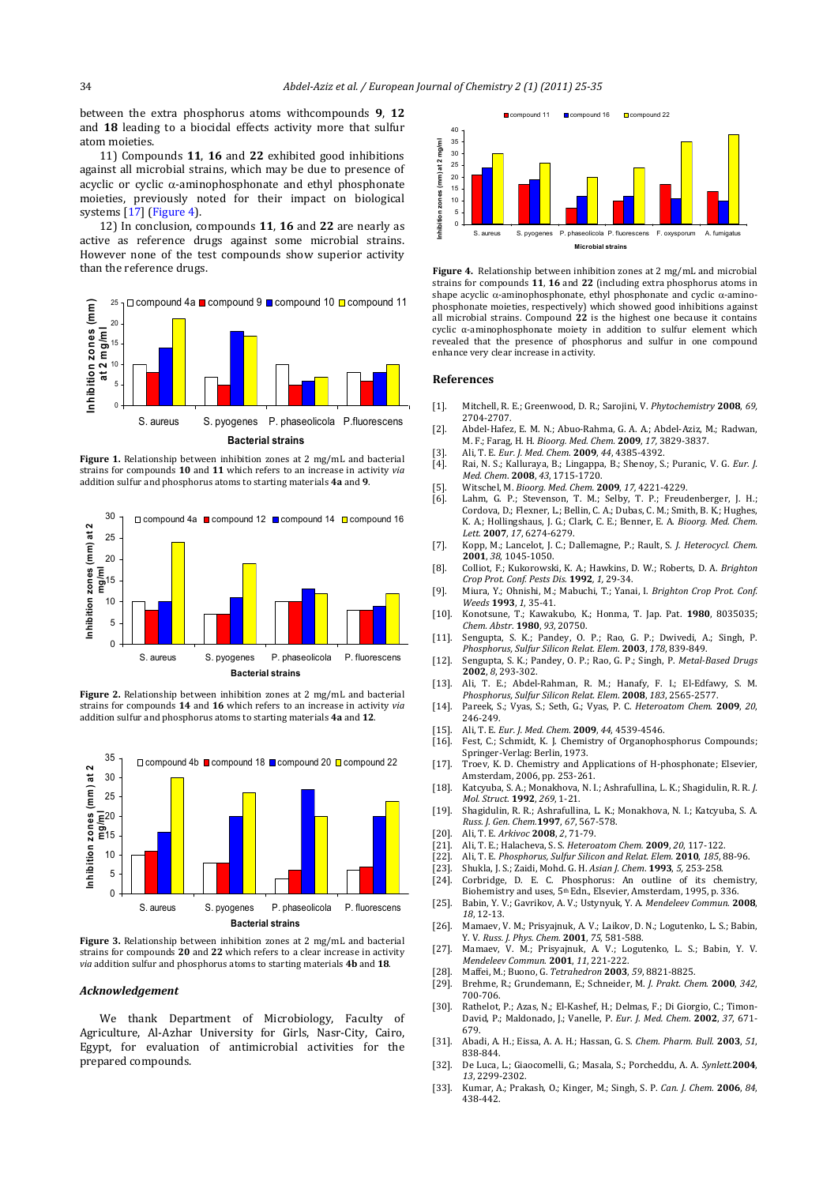between the extra phosphorus atoms withcompounds **9**, **12** and **18** leading to a biocidal effects activity more that sulfur atom moieties.

11) Compounds **11**, **16** and **22** exhibited good inhibitions against all microbial strains, which may be due to presence of acyclic or cyclic α-aminophosphonate and ethyl phosphonate moieties, previously noted for their impact on biological systems [17] (Figure 4).

12) In conclusion, compounds **11**, **16** and **22** are nearly as active as reference drugs against some microbial strains. However none of the test compounds show superior activity than the reference drugs.

**Figure 1.** Relationship between inhibition zones at 2 mg/mL and bacterial strains for compounds **10** and **11** which refers to an increase in activity *via* addition sulfur and phosphorus atoms to starting materials **4a** and **9**.

**Figure 2.** Relationship between inhibition zones at 2 mg/mL and bacterial strains for compounds **14** and **16** which refers to an increase in activity *via* addition sulfur and phosphorus atoms to starting materials **4a** and **12**.

**Figure 3.** Relationship between inhibition zones at 2 mg/mL and bacterial strains for compounds **20** and **22** which refers to a clear increase in activity *via* addition sulfur and phosphorus atoms to starting materials **4b** and **18**.

### *Acknowledgement*

We thank Department of Microbiology, Faculty of Agriculture, Al-Azhar University for Girls, Nasr-City, Cairo, Egypt, for evaluation of antimicrobial activities for the prepared compounds.

**Figure 4.** Relationship between inhibition zones at 2 mg/mL and microbial strains for compounds **11**, **16** and **22** (including extra phosphorus atoms in shape acyclic α-aminophosphonate, ethyl phosphonate and cyclic α-aminophosphonate moieties, respectively) which showed good inhibitions against all microbial strains. Compound **22** is the highest one because it contains cyclic α-aminophosphonate moiety in addition to sulfur element which revealed that the presence of phosphorus and sulfur in one compound enhance very clear increase in activity.

## References

[1]. Mitchell, R. E.; Greenwood, D. R.; Sarojini, V. *Phytochemistry* **2008**, *69*, 2704-2707.

[2]. Abdel-Hafez, E. M. N.; Abuo-Rahma, G. A. A.; Abdel-Aziz, M.; Radwan, M. F.; Farag, H. H. *Bioorg. Med. Chem.* **2009**, *17*, 3829-3837.

[3]. Ali, T. E. *Eur. J. Med. Chem.* **2009**, *44*, 4385-4392.

[4]. Rai, N. S.; Kalluraya, B.; Lingappa, B.; Shenoy, S.; Puranic, V. G. *Eur. J. Med. Chem.* **2008**, *43*, 1715-1720.

[5]. Witschel, M. *Bioorg. Med. Chem.* **2009**, *17*, 4221-4229.

[6]. Lahm, G. P.; Stevenson, T. M.; Selby, T. P.; Freudenberger, J. H.; Cordova, D.; Flexner, L.; Bellin, C. A.; Dubas, C. M.; Smith, B. K.; Hughes, K. A.; Hollingshaus, J. G.; Clark, C. E.; Benner, E. A. *Bioorg. Med. Chem. Lett.* **2007**, *17*, 6274-6279.

[7]. Kopp, M.; Lancelot, J. C.; Dallemagne, P.; Rault, S. *J. Heterocycl. Chem.* **2001**, *38*, 1045-1050.

[8]. Colliot, F.; Kukorowski, K. A.; Hawkins, D. W.; Roberts, D. A. *Brighton Crop Prot. Conf. Pests Dis.* **1992**, *1*, 29-34.

[9]. Miura, Y.; Ohnishi, M.; Mabuchi, T.; Yanai, I. *Brighton Crop Prot. Conf. Weeds* **1993**, *1*, 35-41.

[10]. Konotsune, T.; Kawakubo, K.; Honma, T. Jap. Pat. **1980**, 8035035; *Chem. Abstr.* **1980**, *93*, 20750.

[11]. Sengupta, S. K.; Pandey, O. P.; Rao, G. P.; Dwivedi, A.; Singh, P. *Phosphorus, Sulfur Silicon Relat. Elem.* **2003**, *178*, 839-849.

[12]. Sengupta, S. K.; Pandey, O. P.; Rao, G. P.; Singh, P. *Metal-Based Drugs* **2002**, *8*, 293-302.

[13]. Ali, T. E.; Abdel-Rahman, R. M.; Hanafy, F. I.; El-Edfawy, S. M. *Phosphorus, Sulfur Silicon Relat. Elem.* **2008**, *183*, 2565-2577.

[14]. Pareek, S.; Vyas, S.; Seth, G.; Vyas, P. C. *Heteroatom Chem.* **2009**, *20*, 246-249.

[15]. Ali, T. E. *Eur. J. Med. Chem.* **2009**, *44*, 4539-4546.

[16]. Fest, C.; Schmidt, K. J. Chemistry of Organophosphorus Compounds; Springer-Verlag: Berlin, 1973.

[17]. Troev, K. D. Chemistry and Applications of H-phosphonate; Elsevier, Amsterdam, 2006, pp. 253-261.

[18]. Katcyuba, S. A.; Monakhova, N. I.; Ashrafullina, L. K.; Shagidulin, R. R. *J. Mol. Struct.* **1992**, *269*, 1-21.

[19]. Shagidulin, R. R.; Ashrafullina, L. K.; Monakhova, N. I.; Katcyuba, S. A. *Russ. J. Gen. Chem.* **1997**, *67*, 567-578.

[20]. Ali, T. E. *Arkivoc* **2008**, *2*, 71-79.

[21]. Ali, T. E.; Halacheva, S. S. *Heteroatom Chem.* **2009**, *20*, 117-122.

[22]. Ali, T. E. *Phosphorus, Sulfur Silicon and Relat. Elem.* **2010**, *185*, 88-96.

[23]. Shukla, J. S.; Zaidi, Mohd. G. H. *Asian J. Chem.* **1993**, *5*, 253-258.

[24]. Corbridge, D. E. C. Phosphorus: An outline of its chemistry, Biohemistry and uses, 5th Edn., Elsevier, Amsterdam, 1995, p. 336.

[25]. Babin, Y. V.; Gavrikov, A. V.; Ustynyuk, Y. A. *Mendeleev Commun.* **2008**, *18*, 12-13.

[26]. Mamaev, V. M.; Prisyajnuk, A. V.; Laikov, D. N.; Logutenko, L. S.; Babin, Y. V. *Russ. J. Phys. Chem.* **2001**, *75*, 581-588.

[27]. Mamaev, V. M.; Prisyajnuk, A. V.; Logutenko, L. S.; Babin, Y. V. *Mendeleev Commun.* **2001**, *11*, 221-222.

[28]. Maffei, M.; Buono, G. *Tetrahedron* **2003**, *59*, 8821-8825.

[29]. Brehme, R.; Grundemann, E.; Schneider, M. *J. Prakt. Chem.* **2000**, *342*, 700-706.

[30]. Rathelot, P.; Azas, N.; El-Kashef, H.; Delmas, F.; Di Giorgio, C.; Timon-David, P.; Maldonado, J.; Vanelle, P. *Eur. J. Med. Chem.* **2002**, *37*, 671-679.

[31]. Abadi, A. H.; Eissa, A. A. H.; Hassan, G. S. *Chem. Pharm. Bull.* **2003**, *51*, 838-844.

[32]. De Luca, L.; Giaocomelli, G.; Masala, S.; Porcheddu, A. A. *Synlett.* **2004**, *13*, 2299-2302.

[33]. Kumar, A.; Prakash, O.; Kinger, M.; Singh, S. P. *Can. J. Chem.* **2006**, *84*, 438-442.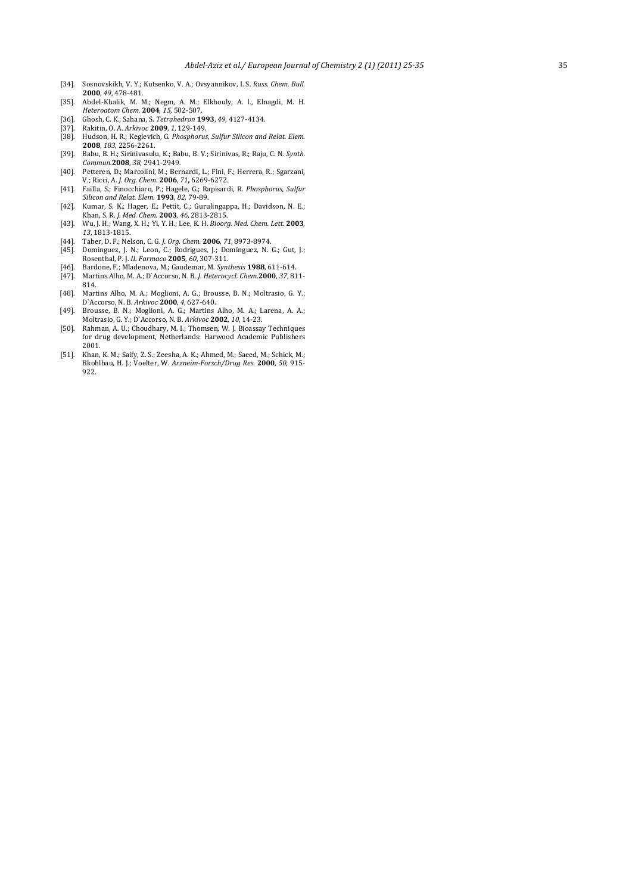[34]. Sosnovskikh, V. Y.; Kutsenko, V. A.; Ovsyannikov, I. S. *Russ. Chem. Bull.* **2000**, *49*, 478-481.

[35]. Abdel-Khalik, M. M.; Negm, A. M.; Elkhouly, A. I., Elnagdi, M. H. *Heteroatom Chem.* **2004**, *15*, 502-507.

[36]. Ghosh, C. K.; Sahana, S. *Tetrahedron* **1993**, *49*, 4127-4134.

[37]. Rakitin, O. A. *Arkivoc* **2009**, *1*, 129-149.

[38]. Hudson, H. R.; Keglevich, G. *Phosphorus, Sulfur Silicon and Relat. Elem.* **2008**, *183*, 2256-2261.

[39]. Babu, B. H.; Sirinivasulu, K.; Babu, B. V.; Sirinivas, R.; Raju, C. N. *Synth. Commun.* **2008**, *38*, 2941-2949.

[40]. Petteren, D.; Marcolini, M.; Bernardi, L.; Fini, F.; Herrera, R.; Sgarzani, V.; Ricci, A. *J. Org. Chem.* **2006**, *71*, 6269-6272.

[41]. Failla, S.; Finocchiaro, P.; Hagele, G.; Rapisardi, R. *Phosphorus, Sulfur Silicon and Relat. Elem.* **1993**, *82*, 79-89.

[42]. Kumar, S. K.; Hager, E.; Pettit, C.; Gurulingappa, H.; Davidson, N. E.; Khan, S. R. *J. Med. Chem.* **2003**, *46*, 2813-2815.

[43]. Wu, J. H.; Wang, X. H.; Yi, Y. H.; Lee, K. H. *Bioorg. Med. Chem. Lett.* **2003**, *13*, 1813-1815.

[44]. Taber, D. F.; Nelson, C. G. *J. Org. Chem.* **2006**, *71*, 8973-8974.

[45]. Dominguez, J. N.; Leon, C.; Rodrigues, J.; Domínguez, N. G.; Gut, J.; Rosenthal, P. J. *IL Farmaco* **2005**, *60*, 307-311.

[46]. Bardone, F.; Mladenova, M.; Gaudemar, M. *Synthesis* **1988**, 611-614.

[47]. Martins Alho, M. A.; D`Accorso, N. B. *J. Heterocycl. Chem.* **2000**, *37*, 811-814.

[48]. Martins Alho, M. A.; Moglioni, A. G.; Brousse, B. N.; Moltrasio, G. Y.; D`Accorso, N. B. *Arkivoc* **2000**, *4*, 627-640.

[49]. Brousse, B. N.; Moglioni, A. G.; Martins Alho, M. A.; Larena, A. A.; Moltrasio, G. Y.; D`Accorso, N. B. *Arkivoc* **2002**, *10*, 14-23.

[50]. Rahman, A. U.; Choudhary, M. I.; Thomsen, W. J. Bioassay Techniques for drug development, Netherlands: Harwood Academic Publishers 2001.

[51]. Khan, K. M.; Saify, Z. S.; Zeesha, A. K.; Ahmed, M.; Saeed, M.; Schick, M.; Bkohlbau, H. J.; Voelter, W. *Arzneim-Forsch/Drug Res.* **2000**, *50*, 915-922.